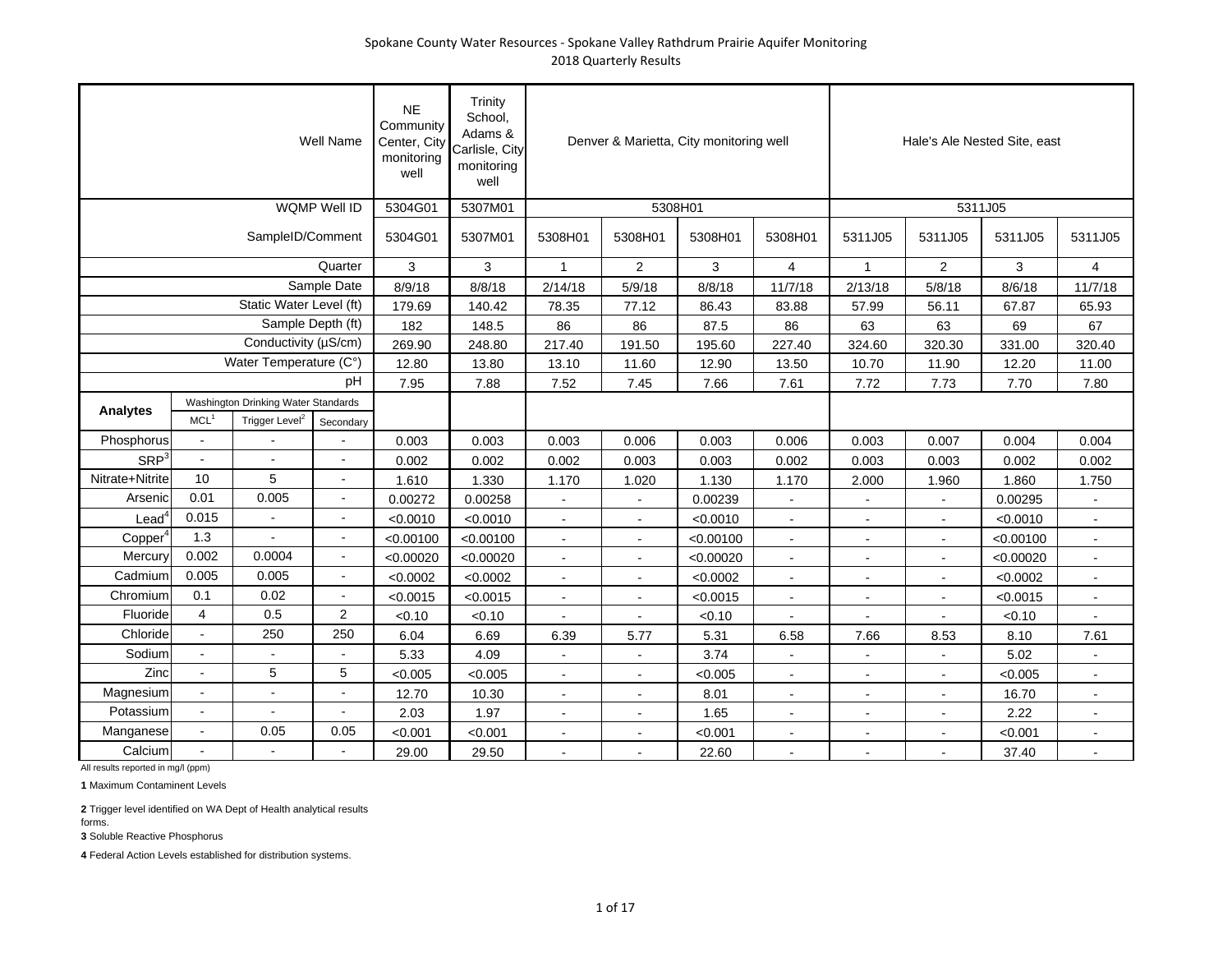Spokane County Water Resources - Spokane Valley Rathdrum Prairie Aquifer Monitoring
2018 Quarterly Results

| | | | Well Name | NE Community Center, City monitoring well | Trinity School, Adams & Carlisle, City monitoring well | Denver & Marietta, City monitoring well | | | | Hale's Ale Nested Site, east | | | |
|---|---|---|---|---|---|---|---|---|---|---|---|---|---|
| | | | WQMP Well ID | 5304G01 | 5307M01 | 5308H01 | | | | 5311J05 | | | |
| | | | SampleID/Comment | 5304G01 | 5307M01 | 5308H01 | 5308H01 | 5308H01 | 5308H01 | 5311J05 | 5311J05 | 5311J05 | 5311J05 |
| | | | Quarter | 3 | 3 | 1 | 2 | 3 | 4 | 1 | 2 | 3 | 4 |
| | | | Sample Date | 8/9/18 | 8/8/18 | 2/14/18 | 5/9/18 | 8/8/18 | 11/7/18 | 2/13/18 | 5/8/18 | 8/6/18 | 11/7/18 |
| | | | Static Water Level (ft) | 179.69 | 140.42 | 78.35 | 77.12 | 86.43 | 83.88 | 57.99 | 56.11 | 67.87 | 65.93 |
| | | | Sample Depth (ft) | 182 | 148.5 | 86 | 86 | 87.5 | 86 | 63 | 63 | 69 | 67 |
| | | | Conductivity (µS/cm) | 269.90 | 248.80 | 217.40 | 191.50 | 195.60 | 227.40 | 324.60 | 320.30 | 331.00 | 320.40 |
| | | | Water Temperature (C°) | 12.80 | 13.80 | 13.10 | 11.60 | 12.90 | 13.50 | 10.70 | 11.90 | 12.20 | 11.00 |
| | | | pH | 7.95 | 7.88 | 7.52 | 7.45 | 7.66 | 7.61 | 7.72 | 7.73 | 7.70 | 7.80 |
| Analytes | Washington Drinking Water Standards | | | | | | | | | | | | |
| | MCL[1] | Trigger Level[2] | Secondary | | | | | | | | | | |
| Phosphorus | - | - | - | 0.003 | 0.003 | 0.003 | 0.006 | 0.003 | 0.006 | 0.003 | 0.007 | 0.004 | 0.004 |
| SRP[3] | - | - | - | 0.002 | 0.002 | 0.002 | 0.003 | 0.003 | 0.002 | 0.003 | 0.003 | 0.002 | 0.002 |
| Nitrate+Nitrite | 10 | 5 | - | 1.610 | 1.330 | 1.170 | 1.020 | 1.130 | 1.170 | 2.000 | 1.960 | 1.860 | 1.750 |
| Arsenic | 0.01 | 0.005 | - | 0.00272 | 0.00258 | - | - | 0.00239 | - | - | - | 0.00295 | - |
| Lead[4] | 0.015 | - | - | <0.0010 | <0.0010 | - | - | <0.0010 | - | - | - | <0.0010 | - |
| Copper[4] | 1.3 | - | - | <0.00100 | <0.00100 | - | - | <0.00100 | - | - | - | <0.00100 | - |
| Mercury | 0.002 | 0.0004 | - | <0.00020 | <0.00020 | - | - | <0.00020 | - | - | - | <0.00020 | - |
| Cadmium | 0.005 | 0.005 | - | <0.0002 | <0.0002 | - | - | <0.0002 | - | - | - | <0.0002 | - |
| Chromium | 0.1 | 0.02 | - | <0.0015 | <0.0015 | - | - | <0.0015 | - | - | - | <0.0015 | - |
| Fluoride | 4 | 0.5 | 2 | <0.10 | <0.10 | - | - | <0.10 | - | - | - | <0.10 | - |
| Chloride | - | 250 | 250 | 6.04 | 6.69 | 6.39 | 5.77 | 5.31 | 6.58 | 7.66 | 8.53 | 8.10 | 7.61 |
| Sodium | - | - | - | 5.33 | 4.09 | - | - | 3.74 | - | - | - | 5.02 | - |
| Zinc | - | 5 | 5 | <0.005 | <0.005 | - | - | <0.005 | - | - | - | <0.005 | - |
| Magnesium | - | - | - | 12.70 | 10.30 | - | - | 8.01 | - | - | - | 16.70 | - |
| Potassium | - | - | - | 2.03 | 1.97 | - | - | 1.65 | - | - | - | 2.22 | - |
| Manganese | - | 0.05 | 0.05 | <0.001 | <0.001 | - | - | <0.001 | - | - | - | <0.001 | - |
| Calcium | - | - | - | 29.00 | 29.50 | - | - | 22.60 | - | - | - | 37.40 | - |

All results reported in mg/l (ppm)

**1** Maximum Contaminent Levels

**2** Trigger level identified on WA Dept of Health analytical results forms.

**3** Soluble Reactive Phosphorus

**4** Federal Action Levels established for distribution systems.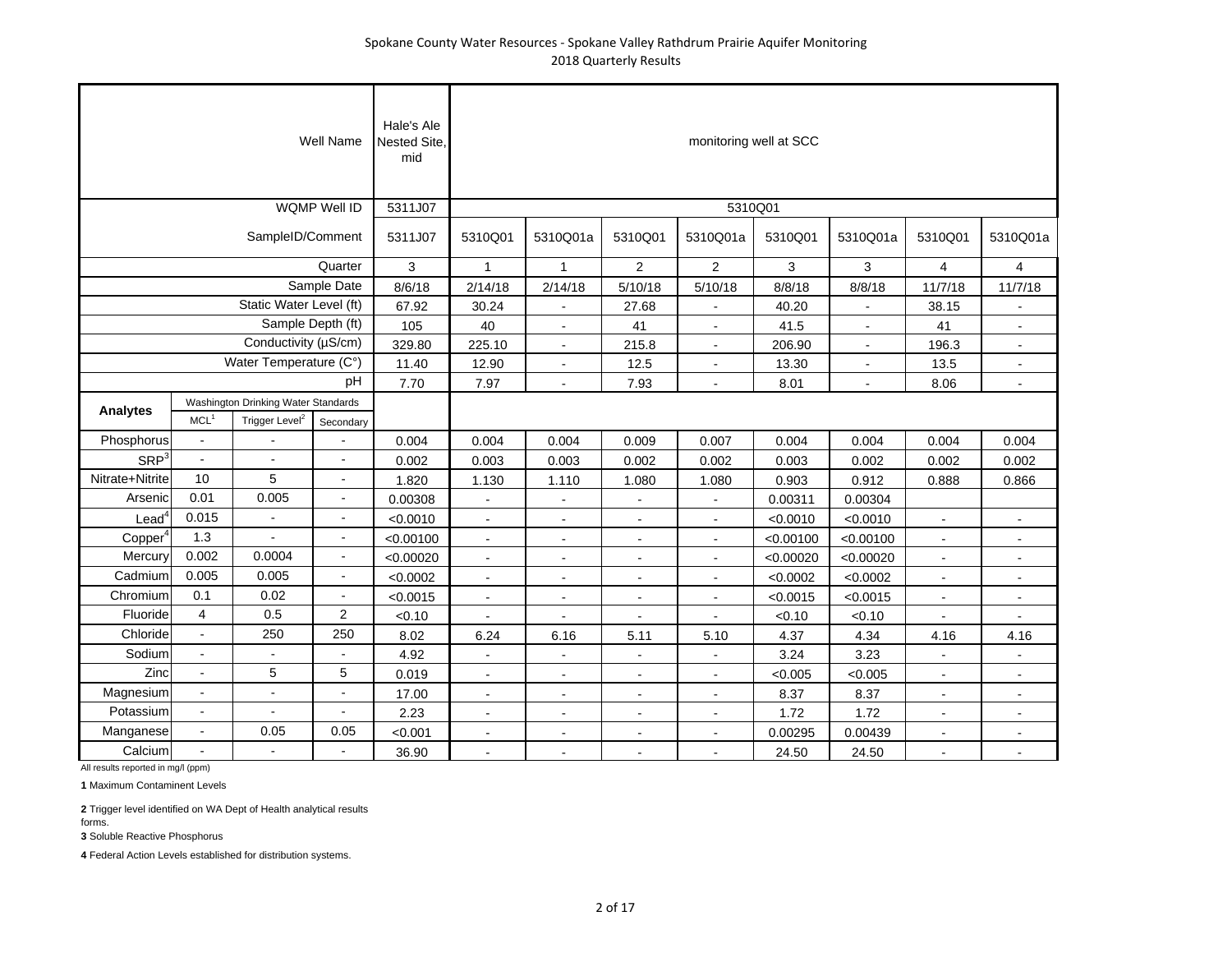Spokane County Water Resources - Spokane Valley Rathdrum Prairie Aquifer Monitoring
2018 Quarterly Results

| | | | Well Name | Hale's Ale Nested Site, mid | monitoring well at SCC | | | | | | | |
|---|---|---|---|---|---|---|---|---|---|---|---|---|
| | | | WQMP Well ID | 5311J07 | 5310Q01 | | | | | | | |
| | | | SampleID/Comment | 5311J07 | 5310Q01 | 5310Q01a | 5310Q01 | 5310Q01a | 5310Q01 | 5310Q01a | 5310Q01 | 5310Q01a |
| | | | Quarter | 3 | 1 | 1 | 2 | 2 | 3 | 3 | 4 | 4 |
| | | | Sample Date | 8/6/18 | 2/14/18 | 2/14/18 | 5/10/18 | 5/10/18 | 8/8/18 | 8/8/18 | 11/7/18 | 11/7/18 |
| | | | Static Water Level (ft) | 67.92 | 30.24 | - | 27.68 | - | 40.20 | - | 38.15 | - |
| | | | Sample Depth (ft) | 105 | 40 | - | 41 | - | 41.5 | - | 41 | - |
| | | | Conductivity (µS/cm) | 329.80 | 225.10 | - | 215.8 | - | 206.90 | - | 196.3 | - |
| | | | Water Temperature (C°) | 11.40 | 12.90 | - | 12.5 | - | 13.30 | - | 13.5 | - |
| | | | pH | 7.70 | 7.97 | - | 7.93 | - | 8.01 | - | 8.06 | - |
| **Analytes** | Washington Drinking Water Standards | | | | | | | | | | | |
| | MCL[1] | Trigger Level[2] | Secondary | | | | | | | | | |
| Phosphorus | - | - | - | 0.004 | 0.004 | 0.004 | 0.009 | 0.007 | 0.004 | 0.004 | 0.004 | 0.004 |
| SRP[3] | - | - | - | 0.002 | 0.003 | 0.003 | 0.002 | 0.002 | 0.003 | 0.002 | 0.002 | 0.002 |
| Nitrate+Nitrite | 10 | 5 | - | 1.820 | 1.130 | 1.110 | 1.080 | 1.080 | 0.903 | 0.912 | 0.888 | 0.866 |
| Arsenic | 0.01 | 0.005 | - | 0.00308 | - | - | - | - | 0.00311 | 0.00304 | | |
| Lead[4] | 0.015 | - | - | <0.0010 | - | - | - | - | <0.0010 | <0.0010 | - | - |
| Copper[4] | 1.3 | - | - | <0.00100 | - | - | - | - | <0.00100 | <0.00100 | - | - |
| Mercury | 0.002 | 0.0004 | - | <0.00020 | - | - | - | - | <0.00020 | <0.00020 | - | - |
| Cadmium | 0.005 | 0.005 | - | <0.0002 | - | - | - | - | <0.0002 | <0.0002 | - | - |
| Chromium | 0.1 | 0.02 | - | <0.0015 | - | - | - | - | <0.0015 | <0.0015 | - | - |
| Fluoride | 4 | 0.5 | 2 | <0.10 | - | - | - | - | <0.10 | <0.10 | - | - |
| Chloride | - | 250 | 250 | 8.02 | 6.24 | 6.16 | 5.11 | 5.10 | 4.37 | 4.34 | 4.16 | 4.16 |
| Sodium | - | - | - | 4.92 | - | - | - | - | 3.24 | 3.23 | - | - |
| Zinc | - | 5 | 5 | 0.019 | - | - | - | - | <0.005 | <0.005 | - | - |
| Magnesium | - | - | - | 17.00 | - | - | - | - | 8.37 | 8.37 | - | - |
| Potassium | - | - | - | 2.23 | - | - | - | - | 1.72 | 1.72 | - | - |
| Manganese | - | 0.05 | 0.05 | <0.001 | - | - | - | - | 0.00295 | 0.00439 | - | - |
| Calcium | - | - | - | 36.90 | - | - | - | - | 24.50 | 24.50 | - | - |

All results reported in mg/l (ppm)

**1** Maximum Contaminent Levels

**2** Trigger level identified on WA Dept of Health analytical results forms.

**3** Soluble Reactive Phosphorus

**4** Federal Action Levels established for distribution systems.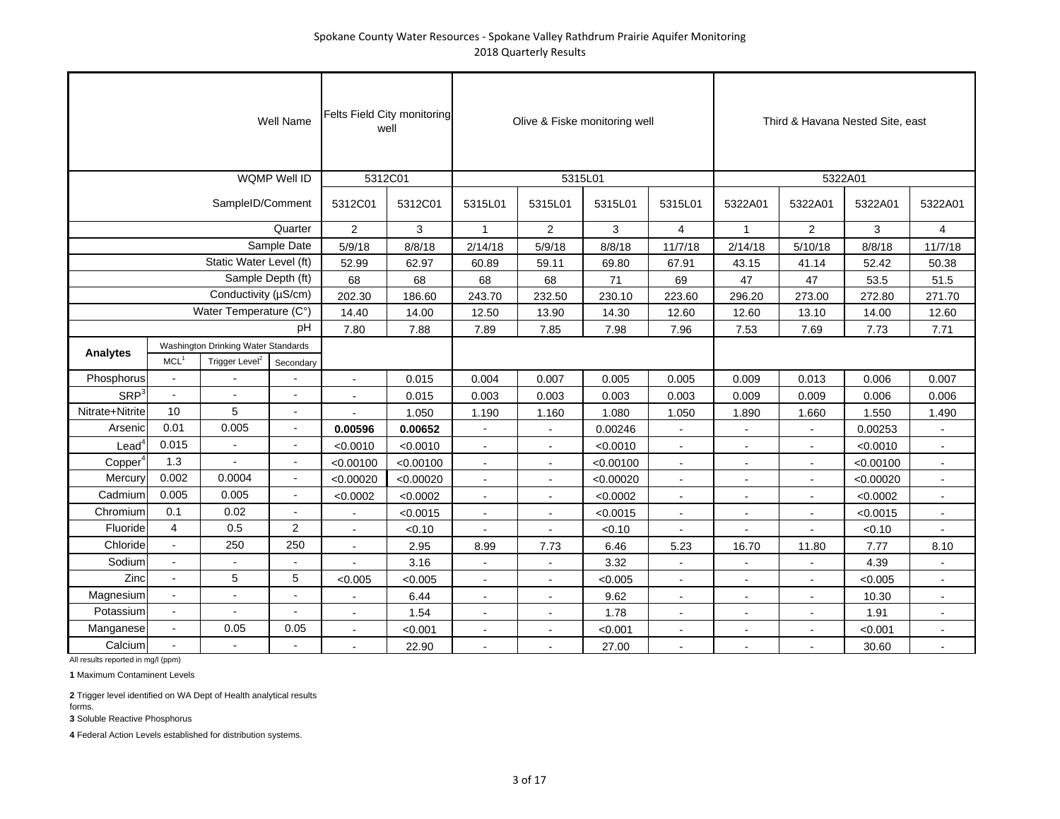Spokane County Water Resources - Spokane Valley Rathdrum Prairie Aquifer Monitoring
2018 Quarterly Results

| | | | Well Name | Felts Field City monitoring well | | Olive & Fiske monitoring well | | | | Third & Havana Nested Site, east | | | |
|---|---|---|---|---|---|---|---|---|---|---|---|---|---|
| | | | WQMP Well ID | 5312C01 | | 5315L01 | | | | 5322A01 | | | |
| | | | SampleID/Comment | 5312C01 | 5312C01 | 5315L01 | 5315L01 | 5315L01 | 5315L01 | 5322A01 | 5322A01 | 5322A01 | 5322A01 |
| | | | Quarter | 2 | 3 | 1 | 2 | 3 | 4 | 1 | 2 | 3 | 4 |
| | | | Sample Date | 5/9/18 | 8/8/18 | 2/14/18 | 5/9/18 | 8/8/18 | 11/7/18 | 2/14/18 | 5/10/18 | 8/8/18 | 11/7/18 |
| | | | Static Water Level (ft) | 52.99 | 62.97 | 60.89 | 59.11 | 69.80 | 67.91 | 43.15 | 41.14 | 52.42 | 50.38 |
| | | | Sample Depth (ft) | 68 | 68 | 68 | 68 | 71 | 69 | 47 | 47 | 53.5 | 51.5 |
| | | | Conductivity (µS/cm) | 202.30 | 186.60 | 243.70 | 232.50 | 230.10 | 223.60 | 296.20 | 273.00 | 272.80 | 271.70 |
| | | | Water Temperature (C°) | 14.40 | 14.00 | 12.50 | 13.90 | 14.30 | 12.60 | 12.60 | 13.10 | 14.00 | 12.60 |
| | | | pH | 7.80 | 7.88 | 7.89 | 7.85 | 7.98 | 7.96 | 7.53 | 7.69 | 7.73 | 7.71 |
| **Analytes** | Washington Drinking Water Standards | | | | | | | | | | | | |
| | MCL[1] | Trigger Level[2] | Secondary | | | | | | | | | | |
| Phosphorus | - | - | - | - | 0.015 | 0.004 | 0.007 | 0.005 | 0.005 | 0.009 | 0.013 | 0.006 | 0.007 |
| SRP[3] | - | - | - | - | 0.015 | 0.003 | 0.003 | 0.003 | 0.003 | 0.009 | 0.009 | 0.006 | 0.006 |
| Nitrate+Nitrite | 10 | 5 | - | - | 1.050 | 1.190 | 1.160 | 1.080 | 1.050 | 1.890 | 1.660 | 1.550 | 1.490 |
| Arsenic | 0.01 | 0.005 | - | **0.00596** | **0.00652** | - | - | 0.00246 | - | - | - | 0.00253 | - |
| Lead[4] | 0.015 | - | - | <0.0010 | <0.0010 | - | - | <0.0010 | - | - | - | <0.0010 | - |
| Copper[4] | 1.3 | - | - | <0.00100 | <0.00100 | - | - | <0.00100 | - | - | - | <0.00100 | - |
| Mercury | 0.002 | 0.0004 | - | <0.00020 | <0.00020 | - | - | <0.00020 | - | - | - | <0.00020 | - |
| Cadmium | 0.005 | 0.005 | - | <0.0002 | <0.0002 | - | - | <0.0002 | - | - | - | <0.0002 | - |
| Chromium | 0.1 | 0.02 | - | - | <0.0015 | - | - | <0.0015 | - | - | - | <0.0015 | - |
| Fluoride | 4 | 0.5 | 2 | - | <0.10 | - | - | <0.10 | - | - | - | <0.10 | - |
| Chloride | - | 250 | 250 | - | 2.95 | 8.99 | 7.73 | 6.46 | 5.23 | 16.70 | 11.80 | 7.77 | 8.10 |
| Sodium | - | - | - | - | 3.16 | - | - | 3.32 | - | - | - | 4.39 | - |
| Zinc | - | 5 | 5 | <0.005 | <0.005 | - | - | <0.005 | - | - | - | <0.005 | - |
| Magnesium | - | - | - | - | 6.44 | - | - | 9.62 | - | - | - | 10.30 | - |
| Potassium | - | - | - | - | 1.54 | - | - | 1.78 | - | - | - | 1.91 | - |
| Manganese | - | 0.05 | 0.05 | - | <0.001 | - | - | <0.001 | - | - | - | <0.001 | - |
| Calcium | - | - | - | - | 22.90 | - | - | 27.00 | - | - | - | 30.60 | - |

All results reported in mg/l (ppm)

**1** Maximum Contaminent Levels

**2** Trigger level identified on WA Dept of Health analytical results forms.

**3** Soluble Reactive Phosphorus

**4** Federal Action Levels established for distribution systems.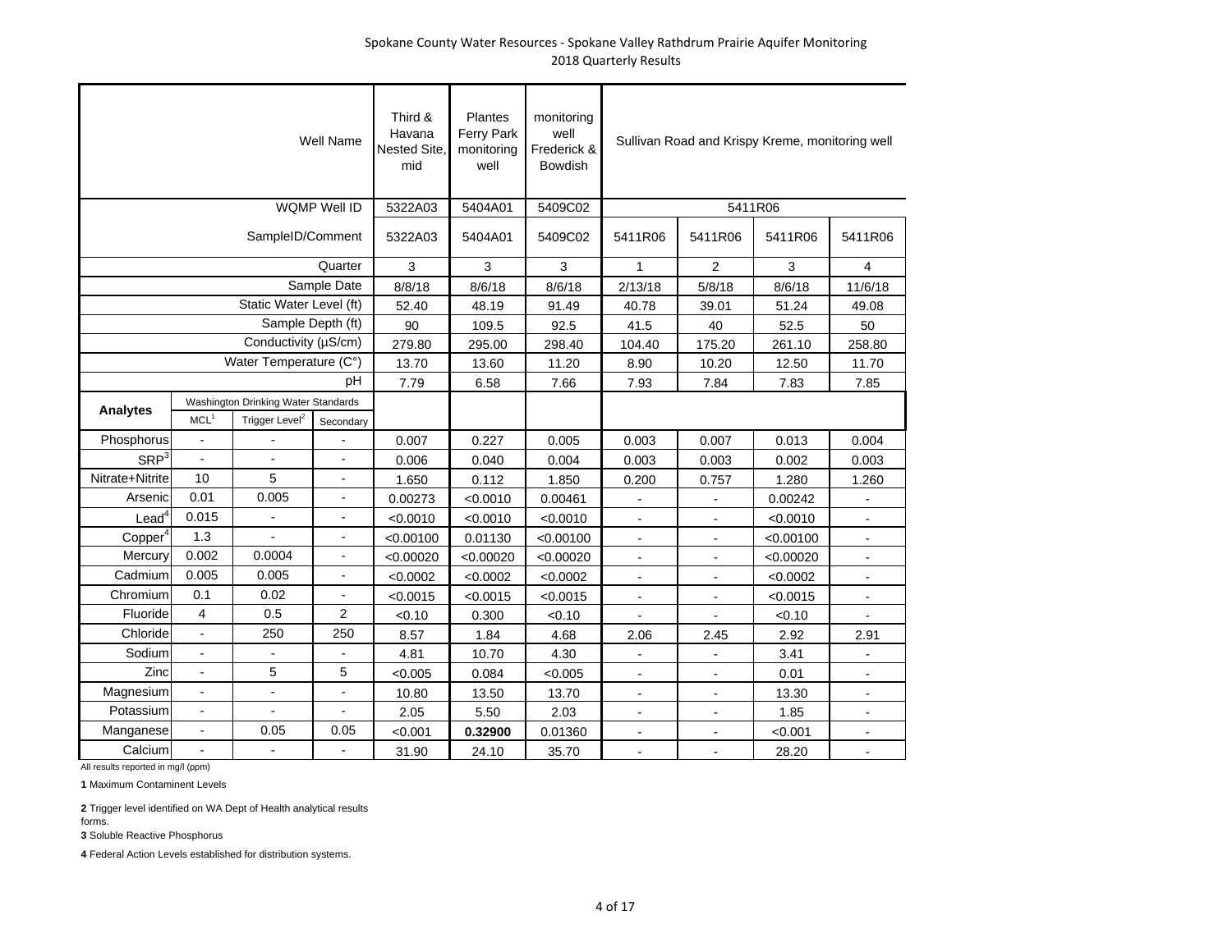Spokane County Water Resources - Spokane Valley Rathdrum Prairie Aquifer Monitoring
2018 Quarterly Results

| | | | Well Name | Third & Havana Nested Site, mid | Plantes Ferry Park monitoring well | monitoring well Frederick & Bowdish | Sullivan Road and Krispy Kreme, monitoring well | | | |
|---|---|---|---|---|---|---|---|---|---|---|
| | | | WQMP Well ID | 5322A03 | 5404A01 | 5409C02 | 5411R06 | | | |
| | | | SampleID/Comment | 5322A03 | 5404A01 | 5409C02 | 5411R06 | 5411R06 | 5411R06 | 5411R06 |
| | | | Quarter | 3 | 3 | 3 | 1 | 2 | 3 | 4 |
| | | | Sample Date | 8/8/18 | 8/6/18 | 8/6/18 | 2/13/18 | 5/8/18 | 8/6/18 | 11/6/18 |
| | | | Static Water Level (ft) | 52.40 | 48.19 | 91.49 | 40.78 | 39.01 | 51.24 | 49.08 |
| | | | Sample Depth (ft) | 90 | 109.5 | 92.5 | 41.5 | 40 | 52.5 | 50 |
| | | | Conductivity (µS/cm) | 279.80 | 295.00 | 298.40 | 104.40 | 175.20 | 261.10 | 258.80 |
| | | | Water Temperature (C°) | 13.70 | 13.60 | 11.20 | 8.90 | 10.20 | 12.50 | 11.70 |
| | | | pH | 7.79 | 6.58 | 7.66 | 7.93 | 7.84 | 7.83 | 7.85 |
| **Analytes** | Washington Drinking Water Standards | | | | | | | | | |
| | MCL[1] | Trigger Level[2] | Secondary | | | | | | | |
| Phosphorus | - | - | - | 0.007 | 0.227 | 0.005 | 0.003 | 0.007 | 0.013 | 0.004 |
| SRP[3] | - | - | - | 0.006 | 0.040 | 0.004 | 0.003 | 0.003 | 0.002 | 0.003 |
| Nitrate+Nitrite | 10 | 5 | - | 1.650 | 0.112 | 1.850 | 0.200 | 0.757 | 1.280 | 1.260 |
| Arsenic | 0.01 | 0.005 | - | 0.00273 | <0.0010 | 0.00461 | - | - | 0.00242 | - |
| Lead[4] | 0.015 | - | - | <0.0010 | <0.0010 | <0.0010 | - | - | <0.0010 | - |
| Copper[4] | 1.3 | - | - | <0.00100 | 0.01130 | <0.00100 | - | - | <0.00100 | - |
| Mercury | 0.002 | 0.0004 | - | <0.00020 | <0.00020 | <0.00020 | - | - | <0.00020 | - |
| Cadmium | 0.005 | 0.005 | - | <0.0002 | <0.0002 | <0.0002 | - | - | <0.0002 | - |
| Chromium | 0.1 | 0.02 | - | <0.0015 | <0.0015 | <0.0015 | - | - | <0.0015 | - |
| Fluoride | 4 | 0.5 | 2 | <0.10 | 0.300 | <0.10 | - | - | <0.10 | - |
| Chloride | - | 250 | 250 | 8.57 | 1.84 | 4.68 | 2.06 | 2.45 | 2.92 | 2.91 |
| Sodium | - | - | - | 4.81 | 10.70 | 4.30 | - | - | 3.41 | - |
| Zinc | - | 5 | 5 | <0.005 | 0.084 | <0.005 | - | - | 0.01 | - |
| Magnesium | - | - | - | 10.80 | 13.50 | 13.70 | - | - | 13.30 | - |
| Potassium | - | - | - | 2.05 | 5.50 | 2.03 | - | - | 1.85 | - |
| Manganese | - | 0.05 | 0.05 | <0.001 | **0.32900** | 0.01360 | - | - | <0.001 | - |
| Calcium | - | - | - | 31.90 | 24.10 | 35.70 | - | - | 28.20 | - |

All results reported in mg/l (ppm)

**1** Maximum Contaminent Levels

**2** Trigger level identified on WA Dept of Health analytical results forms.

**3** Soluble Reactive Phosphorus

**4** Federal Action Levels established for distribution systems.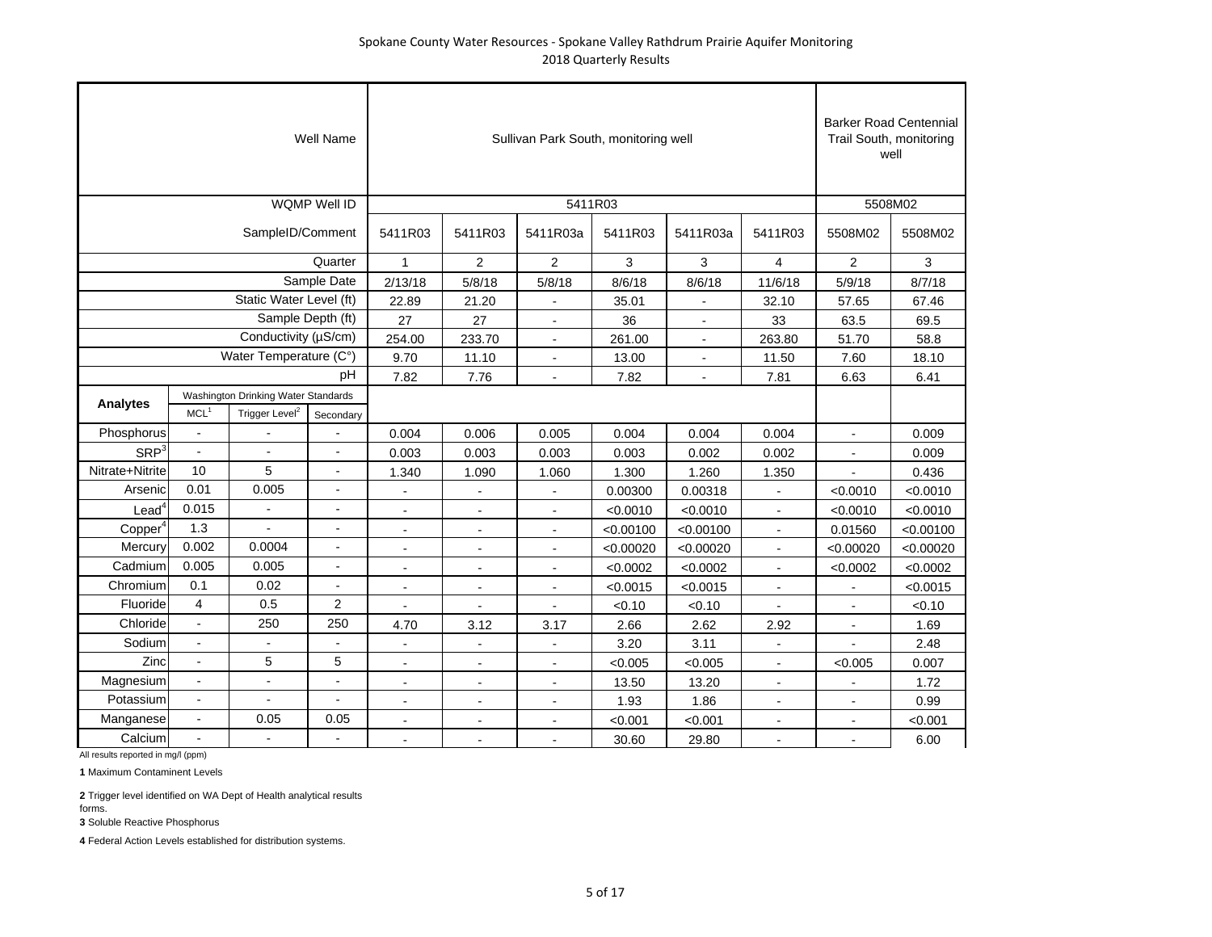Spokane County Water Resources - Spokane Valley Rathdrum Prairie Aquifer Monitoring
2018 Quarterly Results

| | | | Well Name | Sullivan Park South, monitoring well | | | | | | Barker Road Centennial Trail South, monitoring well | |
|---|---|---|---|---|---|---|---|---|---|---|---|
| | | | WQMP Well ID | 5411R03 | | | | | | 5508M02 | |
| | | | SampleID/Comment | 5411R03 | 5411R03 | 5411R03a | 5411R03 | 5411R03a | 5411R03 | 5508M02 | 5508M02 |
| | | | Quarter | 1 | 2 | 2 | 3 | 3 | 4 | 2 | 3 |
| | | | Sample Date | 2/13/18 | 5/8/18 | 5/8/18 | 8/6/18 | 8/6/18 | 11/6/18 | 5/9/18 | 8/7/18 |
| | | | Static Water Level (ft) | 22.89 | 21.20 | - | 35.01 | - | 32.10 | 57.65 | 67.46 |
| | | | Sample Depth (ft) | 27 | 27 | - | 36 | - | 33 | 63.5 | 69.5 |
| | | | Conductivity (µS/cm) | 254.00 | 233.70 | - | 261.00 | - | 263.80 | 51.70 | 58.8 |
| | | | Water Temperature (C°) | 9.70 | 11.10 | - | 13.00 | - | 11.50 | 7.60 | 18.10 |
| | | | pH | 7.82 | 7.76 | - | 7.82 | - | 7.81 | 6.63 | 6.41 |
| **Analytes** | Washington Drinking Water Standards | | | | | | | | | | |
| | MCL[1] | Trigger Level[2] | Secondary | | | | | | | | |
| Phosphorus | - | - | - | 0.004 | 0.006 | 0.005 | 0.004 | 0.004 | 0.004 | - | 0.009 |
| SRP[3] | - | - | - | 0.003 | 0.003 | 0.003 | 0.003 | 0.002 | 0.002 | - | 0.009 |
| Nitrate+Nitrite | 10 | 5 | - | 1.340 | 1.090 | 1.060 | 1.300 | 1.260 | 1.350 | - | 0.436 |
| Arsenic | 0.01 | 0.005 | - | - | - | - | 0.00300 | 0.00318 | - | <0.0010 | <0.0010 |
| Lead[4] | 0.015 | - | - | - | - | - | <0.0010 | <0.0010 | - | <0.0010 | <0.0010 |
| Copper[4] | 1.3 | - | - | - | - | - | <0.00100 | <0.00100 | - | 0.01560 | <0.00100 |
| Mercury | 0.002 | 0.0004 | - | - | - | - | <0.00020 | <0.00020 | - | <0.00020 | <0.00020 |
| Cadmium | 0.005 | 0.005 | - | - | - | - | <0.0002 | <0.0002 | - | <0.0002 | <0.0002 |
| Chromium | 0.1 | 0.02 | - | - | - | - | <0.0015 | <0.0015 | - | - | <0.0015 |
| Fluoride | 4 | 0.5 | 2 | - | - | - | <0.10 | <0.10 | - | - | <0.10 |
| Chloride | - | 250 | 250 | 4.70 | 3.12 | 3.17 | 2.66 | 2.62 | 2.92 | - | 1.69 |
| Sodium | - | - | - | - | - | - | 3.20 | 3.11 | - | - | 2.48 |
| Zinc | - | 5 | 5 | - | - | - | <0.005 | <0.005 | - | <0.005 | 0.007 |
| Magnesium | - | - | - | - | - | - | 13.50 | 13.20 | - | - | 1.72 |
| Potassium | - | - | - | - | - | - | 1.93 | 1.86 | - | - | 0.99 |
| Manganese | - | 0.05 | 0.05 | - | - | - | <0.001 | <0.001 | - | - | <0.001 |
| Calcium | - | - | - | - | - | - | 30.60 | 29.80 | - | - | 6.00 |

All results reported in mg/l (ppm)

**1** Maximum Contaminent Levels

**2** Trigger level identified on WA Dept of Health analytical results forms.

**3** Soluble Reactive Phosphorus

**4** Federal Action Levels established for distribution systems.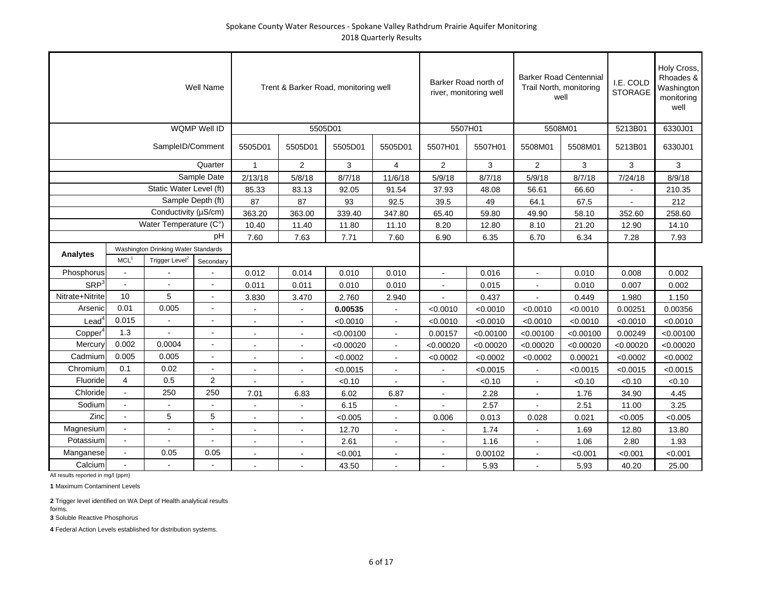Spokane County Water Resources - Spokane Valley Rathdrum Prairie Aquifer Monitoring
2018 Quarterly Results

| | | | Well Name | Trent & Barker Road, monitoring well | | | | Barker Road north of river, monitoring well | | Barker Road Centennial Trail North, monitoring well | | I.E. COLD STORAGE | Holy Cross, Rhoades & Washington monitoring well |
|---|---|---|---|---|---|---|---|---|---|---|---|---|---|
| | | | WQMP Well ID | 5505D01 | | | | 5507H01 | | 5508M01 | | 5213B01 | 6330J01 |
| | | | SampleID/Comment | 5505D01 | 5505D01 | 5505D01 | 5505D01 | 5507H01 | 5507H01 | 5508M01 | 5508M01 | 5213B01 | 6330J01 |
| | | | Quarter | 1 | 2 | 3 | 4 | 2 | 3 | 2 | 3 | 3 | 3 |
| | | | Sample Date | 2/13/18 | 5/8/18 | 8/7/18 | 11/6/18 | 5/9/18 | 8/7/18 | 5/9/18 | 8/7/18 | 7/24/18 | 8/9/18 |
| | | | Static Water Level (ft) | 85.33 | 83.13 | 92.05 | 91.54 | 37.93 | 48.08 | 56.61 | 66.60 | - | 210.35 |
| | | | Sample Depth (ft) | 87 | 87 | 93 | 92.5 | 39.5 | 49 | 64.1 | 67.5 | - | 212 |
| | | | Conductivity (µS/cm) | 363.20 | 363.00 | 339.40 | 347.80 | 65.40 | 59.80 | 49.90 | 58.10 | 352.60 | 258.60 |
| | | | Water Temperature (C°) | 10.40 | 11.40 | 11.80 | 11.10 | 8.20 | 12.80 | 8.10 | 21.20 | 12.90 | 14.10 |
| | | | pH | 7.60 | 7.63 | 7.71 | 7.60 | 6.90 | 6.35 | 6.70 | 6.34 | 7.28 | 7.93 |
| **Analytes** | Washington Drinking Water Standards | | | | | | | | | | | | |
| | MCL[1] | Trigger Level[2] | Secondary | | | | | | | | | | |
| Phosphorus | - | - | - | 0.012 | 0.014 | 0.010 | 0.010 | - | 0.016 | - | 0.010 | 0.008 | 0.002 |
| SRP[3] | - | - | - | 0.011 | 0.011 | 0.010 | 0.010 | - | 0.015 | - | 0.010 | 0.007 | 0.002 |
| Nitrate+Nitrite | 10 | 5 | - | 3.830 | 3.470 | 2.760 | 2.940 | - | 0.437 | - | 0.449 | 1.980 | 1.150 |
| Arsenic | 0.01 | 0.005 | - | - | - | **0.00535** | - | <0.0010 | <0.0010 | <0.0010 | <0.0010 | 0.00251 | 0.00356 |
| Lead[4] | 0.015 | - | - | - | - | <0.0010 | - | <0.0010 | <0.0010 | <0.0010 | <0.0010 | <0.0010 | <0.0010 |
| Copper[4] | 1.3 | - | - | - | - | <0.00100 | - | 0.00157 | <0.00100 | <0.00100 | <0.00100 | 0.00249 | <0.00100 |
| Mercury | 0.002 | 0.0004 | - | - | - | <0.00020 | - | <0.00020 | <0.00020 | <0.00020 | <0.00020 | <0.00020 | <0.00020 |
| Cadmium | 0.005 | 0.005 | - | - | - | <0.0002 | - | <0.0002 | <0.0002 | <0.0002 | 0.00021 | <0.0002 | <0.0002 |
| Chromium | 0.1 | 0.02 | - | - | - | <0.0015 | - | - | <0.0015 | - | <0.0015 | <0.0015 | <0.0015 |
| Fluoride | 4 | 0.5 | 2 | - | - | <0.10 | - | - | <0.10 | - | <0.10 | <0.10 | <0.10 |
| Chloride | - | 250 | 250 | 7.01 | 6.83 | 6.02 | 6.87 | - | 2.28 | - | 1.76 | 34.90 | 4.45 |
| Sodium | - | - | - | - | - | 6.15 | - | - | 2.57 | - | 2.51 | 11.00 | 3.25 |
| Zinc | - | 5 | 5 | - | - | <0.005 | - | 0.006 | 0.013 | 0.028 | 0.021 | <0.005 | <0.005 |
| Magnesium | - | - | - | - | - | 12.70 | - | - | 1.74 | - | 1.69 | 12.80 | 13.80 |
| Potassium | - | - | - | - | - | 2.61 | - | - | 1.16 | - | 1.06 | 2.80 | 1.93 |
| Manganese | - | 0.05 | 0.05 | - | - | <0.001 | - | - | 0.00102 | - | <0.001 | <0.001 | <0.001 |
| Calcium | - | - | - | - | - | 43.50 | - | - | 5.93 | - | 5.93 | 40.20 | 25.00 |

All results reported in mg/l (ppm)

**1** Maximum Contaminent Levels

**2** Trigger level identified on WA Dept of Health analytical results forms.

**3** Soluble Reactive Phosphorus

**4** Federal Action Levels established for distribution systems.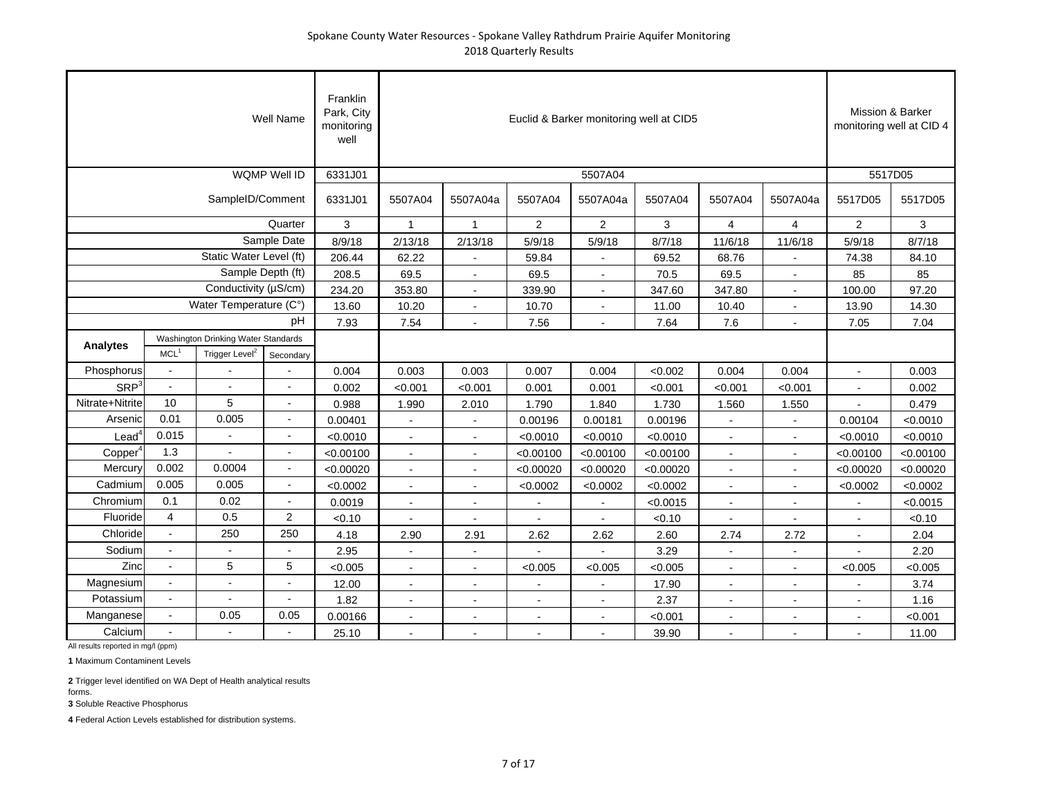Spokane County Water Resources - Spokane Valley Rathdrum Prairie Aquifer Monitoring
2018 Quarterly Results

| | | | Well Name | Franklin Park, City monitoring well | Euclid & Barker monitoring well at CID5 | | | | | | | Mission & Barker monitoring well at CID 4 | |
|---|---|---|---|---|---|---|---|---|---|---|---|---|---|
| | | | WQMP Well ID | 6331J01 | 5507A04 | | | | | | | 5517D05 | |
| | | | SampleID/Comment | 6331J01 | 5507A04 | 5507A04a | 5507A04 | 5507A04a | 5507A04 | 5507A04 | 5507A04a | 5517D05 | 5517D05 |
| | | | Quarter | 3 | 1 | 1 | 2 | 2 | 3 | 4 | 4 | 2 | 3 |
| | | | Sample Date | 8/9/18 | 2/13/18 | 2/13/18 | 5/9/18 | 5/9/18 | 8/7/18 | 11/6/18 | 11/6/18 | 5/9/18 | 8/7/18 |
| | | | Static Water Level (ft) | 206.44 | 62.22 | - | 59.84 | - | 69.52 | 68.76 | - | 74.38 | 84.10 |
| | | | Sample Depth (ft) | 208.5 | 69.5 | - | 69.5 | - | 70.5 | 69.5 | - | 85 | 85 |
| | | | Conductivity (µS/cm) | 234.20 | 353.80 | - | 339.90 | - | 347.60 | 347.80 | - | 100.00 | 97.20 |
| | | | Water Temperature (C°) | 13.60 | 10.20 | - | 10.70 | - | 11.00 | 10.40 | - | 13.90 | 14.30 |
| | | | pH | 7.93 | 7.54 | - | 7.56 | - | 7.64 | 7.6 | - | 7.05 | 7.04 |
| **Analytes** | Washington Drinking Water Standards | | | | | | | | | | | | |
| | MCL[1] | Trigger Level[2] | Secondary | | | | | | | | | | |
| Phosphorus | - | - | - | 0.004 | 0.003 | 0.003 | 0.007 | 0.004 | <0.002 | 0.004 | 0.004 | - | 0.003 |
| SRP[3] | - | - | - | 0.002 | <0.001 | <0.001 | 0.001 | 0.001 | <0.001 | <0.001 | <0.001 | - | 0.002 |
| Nitrate+Nitrite | 10 | 5 | - | 0.988 | 1.990 | 2.010 | 1.790 | 1.840 | 1.730 | 1.560 | 1.550 | - | 0.479 |
| Arsenic | 0.01 | 0.005 | - | 0.00401 | - | - | 0.00196 | 0.00181 | 0.00196 | - | - | 0.00104 | <0.0010 |
| Lead[4] | 0.015 | - | - | <0.0010 | - | - | <0.0010 | <0.0010 | <0.0010 | - | - | <0.0010 | <0.0010 |
| Copper[4] | 1.3 | - | - | <0.00100 | - | - | <0.00100 | <0.00100 | <0.00100 | - | - | <0.00100 | <0.00100 |
| Mercury | 0.002 | 0.0004 | - | <0.00020 | - | - | <0.00020 | <0.00020 | <0.00020 | - | - | <0.00020 | <0.00020 |
| Cadmium | 0.005 | 0.005 | - | <0.0002 | - | - | <0.0002 | <0.0002 | <0.0002 | - | - | <0.0002 | <0.0002 |
| Chromium | 0.1 | 0.02 | - | 0.0019 | - | - | - | - | <0.0015 | - | - | - | <0.0015 |
| Fluoride | 4 | 0.5 | 2 | <0.10 | - | - | - | - | <0.10 | - | - | - | <0.10 |
| Chloride | - | 250 | 250 | 4.18 | 2.90 | 2.91 | 2.62 | 2.62 | 2.60 | 2.74 | 2.72 | - | 2.04 |
| Sodium | - | - | - | 2.95 | - | - | - | - | 3.29 | - | - | - | 2.20 |
| Zinc | - | 5 | 5 | <0.005 | - | - | <0.005 | <0.005 | <0.005 | - | - | <0.005 | <0.005 |
| Magnesium | - | - | - | 12.00 | - | - | - | - | 17.90 | - | - | - | 3.74 |
| Potassium | - | - | - | 1.82 | - | - | - | - | 2.37 | - | - | - | 1.16 |
| Manganese | - | 0.05 | 0.05 | 0.00166 | - | - | - | - | <0.001 | - | - | - | <0.001 |
| Calcium | - | - | - | 25.10 | - | - | - | - | 39.90 | - | - | - | 11.00 |

All results reported in mg/l (ppm)

**1** Maximum Contaminent Levels

**2** Trigger level identified on WA Dept of Health analytical results forms.

**3** Soluble Reactive Phosphorus

**4** Federal Action Levels established for distribution systems.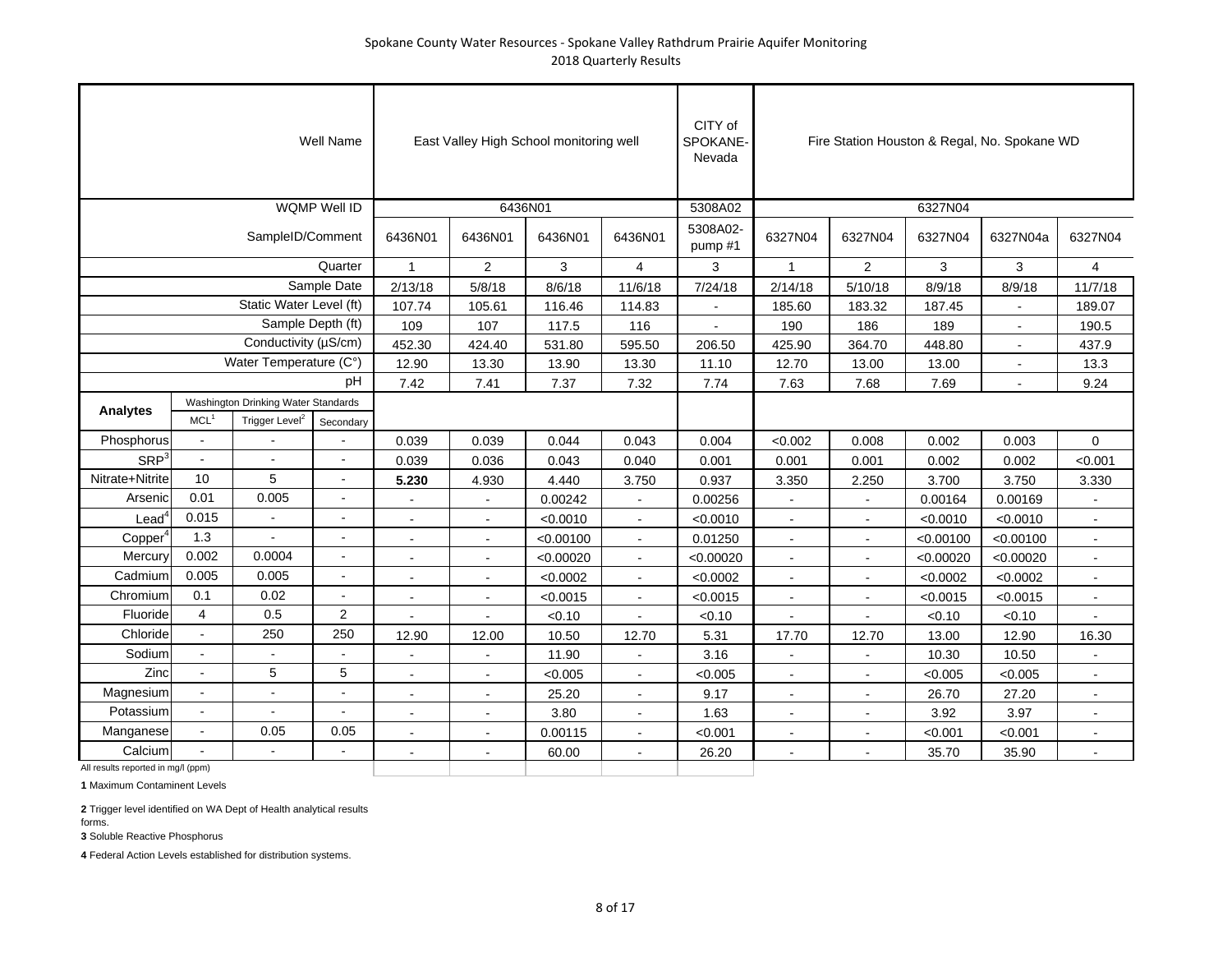Spokane County Water Resources - Spokane Valley Rathdrum Prairie Aquifer Monitoring
2018 Quarterly Results

| | | | Well Name | East Valley High School monitoring well | | | | CITY of SPOKANE-Nevada | Fire Station Houston & Regal, No. Spokane WD | | | | |
|---|---|---|---|---|---|---|---|---|---|---|---|---|---|
| | | | WQMP Well ID | 6436N01 | | | | 5308A02 | 6327N04 | | | | |
| | | | SampleID/Comment | 6436N01 | 6436N01 | 6436N01 | 6436N01 | 5308A02-pump #1 | 6327N04 | 6327N04 | 6327N04 | 6327N04a | 6327N04 |
| | | | Quarter | 1 | 2 | 3 | 4 | 3 | 1 | 2 | 3 | 3 | 4 |
| | | | Sample Date | 2/13/18 | 5/8/18 | 8/6/18 | 11/6/18 | 7/24/18 | 2/14/18 | 5/10/18 | 8/9/18 | 8/9/18 | 11/7/18 |
| | | | Static Water Level (ft) | 107.74 | 105.61 | 116.46 | 114.83 | - | 185.60 | 183.32 | 187.45 | - | 189.07 |
| | | | Sample Depth (ft) | 109 | 107 | 117.5 | 116 | - | 190 | 186 | 189 | - | 190.5 |
| | | | Conductivity (µS/cm) | 452.30 | 424.40 | 531.80 | 595.50 | 206.50 | 425.90 | 364.70 | 448.80 | - | 437.9 |
| | | | Water Temperature (C°) | 12.90 | 13.30 | 13.90 | 13.30 | 11.10 | 12.70 | 13.00 | 13.00 | - | 13.3 |
| | | | pH | 7.42 | 7.41 | 7.37 | 7.32 | 7.74 | 7.63 | 7.68 | 7.69 | - | 9.24 |
| **Analytes** | Washington Drinking Water Standards | | | | | | | | | | | | |
| | MCL[1] | Trigger Level[2] | Secondary | | | | | | | | | | |
| Phosphorus | - | - | - | 0.039 | 0.039 | 0.044 | 0.043 | 0.004 | <0.002 | 0.008 | 0.002 | 0.003 | 0 |
| SRP[3] | - | - | - | 0.039 | 0.036 | 0.043 | 0.040 | 0.001 | 0.001 | 0.001 | 0.002 | 0.002 | <0.001 |
| Nitrate+Nitrite | 10 | 5 | - | **5.230** | 4.930 | 4.440 | 3.750 | 0.937 | 3.350 | 2.250 | 3.700 | 3.750 | 3.330 |
| Arsenic | 0.01 | 0.005 | - | - | - | 0.00242 | - | 0.00256 | - | - | 0.00164 | 0.00169 | - |
| Lead[4] | 0.015 | - | - | - | - | <0.0010 | - | <0.0010 | - | - | <0.0010 | <0.0010 | - |
| Copper[4] | 1.3 | - | - | - | - | <0.00100 | - | 0.01250 | - | - | <0.00100 | <0.00100 | - |
| Mercury | 0.002 | 0.0004 | - | - | - | <0.00020 | - | <0.00020 | - | - | <0.00020 | <0.00020 | - |
| Cadmium | 0.005 | 0.005 | - | - | - | <0.0002 | - | <0.0002 | - | - | <0.0002 | <0.0002 | - |
| Chromium | 0.1 | 0.02 | - | - | - | <0.0015 | - | <0.0015 | - | - | <0.0015 | <0.0015 | - |
| Fluoride | 4 | 0.5 | 2 | - | - | <0.10 | - | <0.10 | - | - | <0.10 | <0.10 | - |
| Chloride | - | 250 | 250 | 12.90 | 12.00 | 10.50 | 12.70 | 5.31 | 17.70 | 12.70 | 13.00 | 12.90 | 16.30 |
| Sodium | - | - | - | - | - | 11.90 | - | 3.16 | - | - | 10.30 | 10.50 | - |
| Zinc | - | 5 | 5 | - | - | <0.005 | - | <0.005 | - | - | <0.005 | <0.005 | - |
| Magnesium | - | - | - | - | - | 25.20 | - | 9.17 | - | - | 26.70 | 27.20 | - |
| Potassium | - | - | - | - | - | 3.80 | - | 1.63 | - | - | 3.92 | 3.97 | - |
| Manganese | - | 0.05 | 0.05 | - | - | 0.00115 | - | <0.001 | - | - | <0.001 | <0.001 | - |
| Calcium | - | - | - | - | - | 60.00 | - | 26.20 | - | - | 35.70 | 35.90 | - |

All results reported in mg/l (ppm)

**1** Maximum Contaminent Levels

**2** Trigger level identified on WA Dept of Health analytical results forms.

**3** Soluble Reactive Phosphorus

**4** Federal Action Levels established for distribution systems.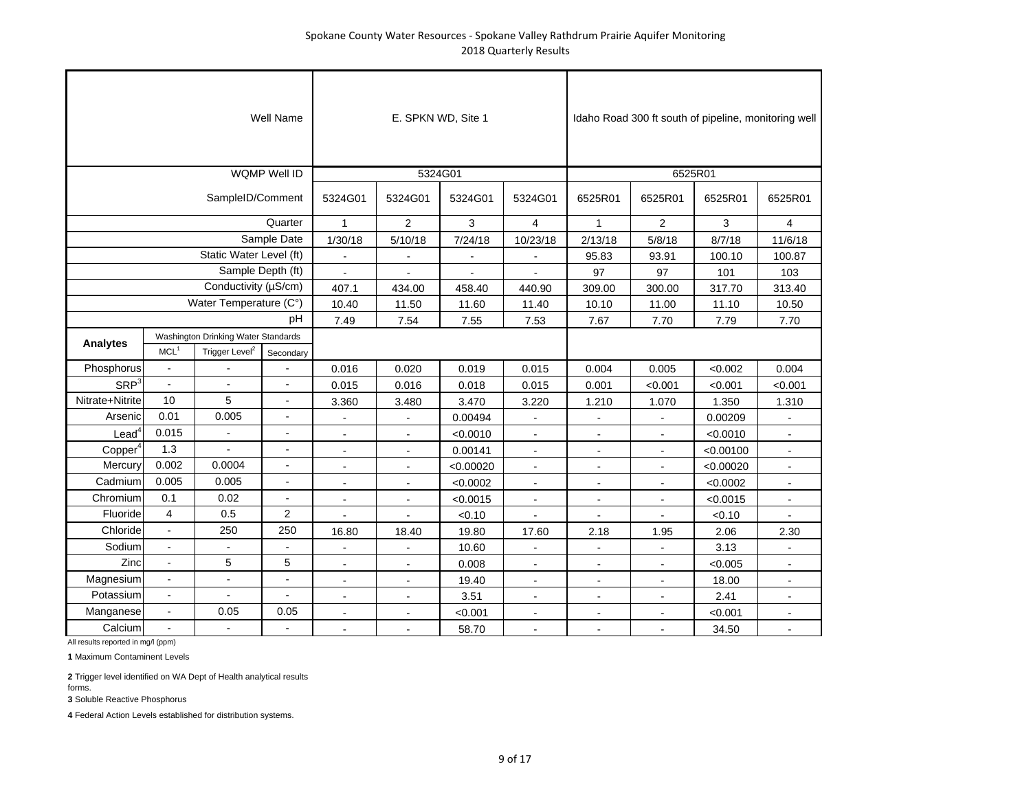Spokane County Water Resources - Spokane Valley Rathdrum Prairie Aquifer Monitoring
2018 Quarterly Results

| | | | Well Name | E. SPKN WD, Site 1 | | | | Idaho Road 300 ft south of pipeline, monitoring well | | | |
|---|---|---|---|---|---|---|---|---|---|---|---|
| | | | WQMP Well ID | 5324G01 | | | | 6525R01 | | | |
| | | | SampleID/Comment | 5324G01 | 5324G01 | 5324G01 | 5324G01 | 6525R01 | 6525R01 | 6525R01 | 6525R01 |
| | | | Quarter | 1 | 2 | 3 | 4 | 1 | 2 | 3 | 4 |
| | | | Sample Date | 1/30/18 | 5/10/18 | 7/24/18 | 10/23/18 | 2/13/18 | 5/8/18 | 8/7/18 | 11/6/18 |
| | | | Static Water Level (ft) | - | - | - | - | 95.83 | 93.91 | 100.10 | 100.87 |
| | | | Sample Depth (ft) | - | - | - | - | 97 | 97 | 101 | 103 |
| | | | Conductivity (µS/cm) | 407.1 | 434.00 | 458.40 | 440.90 | 309.00 | 300.00 | 317.70 | 313.40 |
| | | | Water Temperature (C°) | 10.40 | 11.50 | 11.60 | 11.40 | 10.10 | 11.00 | 11.10 | 10.50 |
| | | | pH | 7.49 | 7.54 | 7.55 | 7.53 | 7.67 | 7.70 | 7.79 | 7.70 |
| Analytes | Washington Drinking Water Standards | | | | | | | | | | |
| | MCL[1] | Trigger Level[2] | Secondary | | | | | | | | |
| Phosphorus | - | - | - | 0.016 | 0.020 | 0.019 | 0.015 | 0.004 | 0.005 | <0.002 | 0.004 |
| SRP[3] | - | - | - | 0.015 | 0.016 | 0.018 | 0.015 | 0.001 | <0.001 | <0.001 | <0.001 |
| Nitrate+Nitrite | 10 | 5 | - | 3.360 | 3.480 | 3.470 | 3.220 | 1.210 | 1.070 | 1.350 | 1.310 |
| Arsenic | 0.01 | 0.005 | - | - | - | 0.00494 | - | - | - | 0.00209 | - |
| Lead[4] | 0.015 | - | - | - | - | <0.0010 | - | - | - | <0.0010 | - |
| Copper[4] | 1.3 | - | - | - | - | 0.00141 | - | - | - | <0.00100 | - |
| Mercury | 0.002 | 0.0004 | - | - | - | <0.00020 | - | - | - | <0.00020 | - |
| Cadmium | 0.005 | 0.005 | - | - | - | <0.0002 | - | - | - | <0.0002 | - |
| Chromium | 0.1 | 0.02 | - | - | - | <0.0015 | - | - | - | <0.0015 | - |
| Fluoride | 4 | 0.5 | 2 | - | - | <0.10 | - | - | - | <0.10 | - |
| Chloride | - | 250 | 250 | 16.80 | 18.40 | 19.80 | 17.60 | 2.18 | 1.95 | 2.06 | 2.30 |
| Sodium | - | - | - | - | - | 10.60 | - | - | - | 3.13 | - |
| Zinc | - | 5 | 5 | - | - | 0.008 | - | - | - | <0.005 | - |
| Magnesium | - | - | - | - | - | 19.40 | - | - | - | 18.00 | - |
| Potassium | - | - | - | - | - | 3.51 | - | - | - | 2.41 | - |
| Manganese | - | 0.05 | 0.05 | - | - | <0.001 | - | - | - | <0.001 | - |
| Calcium | - | - | - | - | - | 58.70 | - | - | - | 34.50 | - |

All results reported in mg/l (ppm)

**1** Maximum Contaminent Levels

**2** Trigger level identified on WA Dept of Health analytical results forms.

**3** Soluble Reactive Phosphorus

**4** Federal Action Levels established for distribution systems.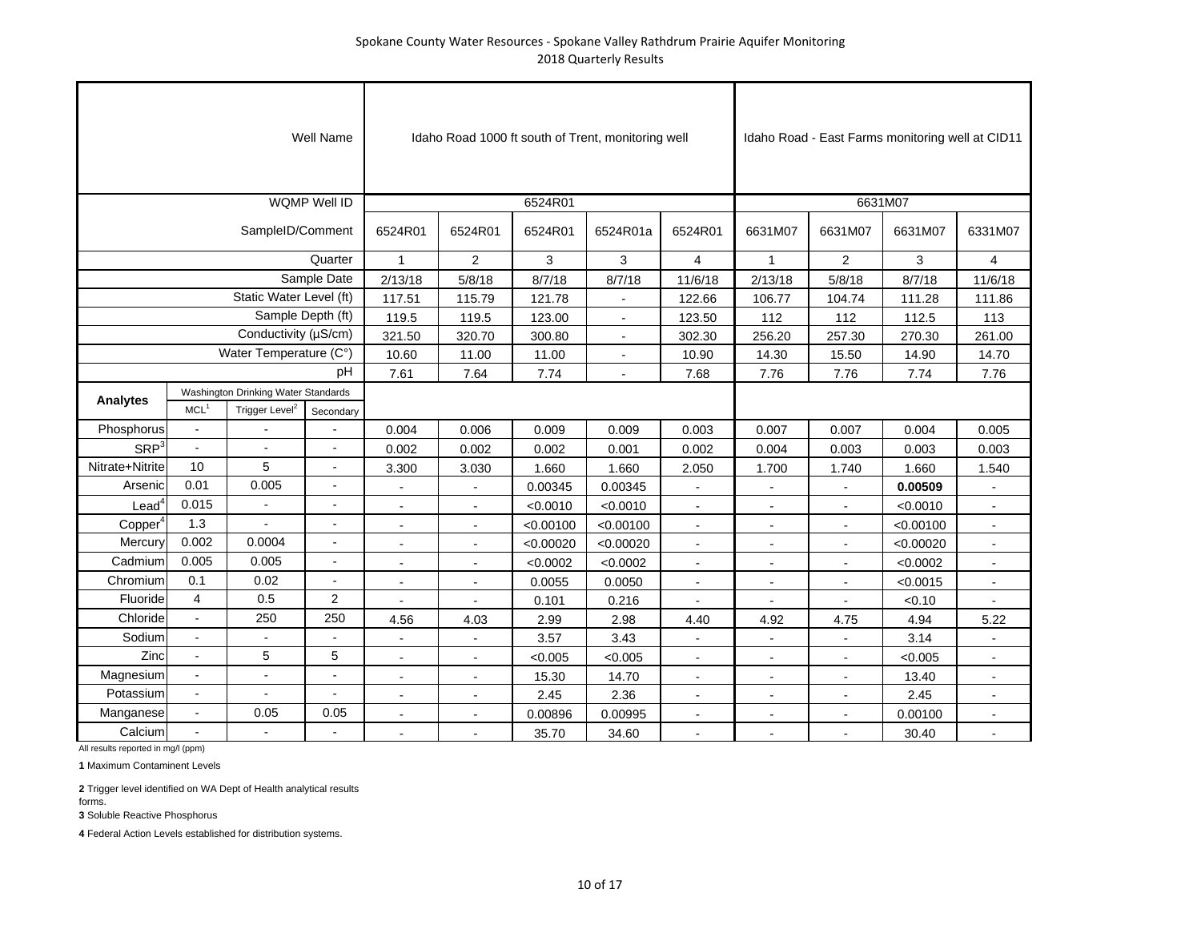Spokane County Water Resources - Spokane Valley Rathdrum Prairie Aquifer Monitoring
2018 Quarterly Results

| | | | Well Name | Idaho Road 1000 ft south of Trent, monitoring well | | | | | Idaho Road - East Farms monitoring well at CID11 | | | |
|---|---|---|---|---|---|---|---|---|---|---|---|---|
| | | | WQMP Well ID | 6524R01 | | | | | 6631M07 | | | |
| | | | SampleID/Comment | 6524R01 | 6524R01 | 6524R01 | 6524R01a | 6524R01 | 6631M07 | 6631M07 | 6631M07 | 6331M07 |
| | | | Quarter | 1 | 2 | 3 | 3 | 4 | 1 | 2 | 3 | 4 |
| | | | Sample Date | 2/13/18 | 5/8/18 | 8/7/18 | 8/7/18 | 11/6/18 | 2/13/18 | 5/8/18 | 8/7/18 | 11/6/18 |
| | | | Static Water Level (ft) | 117.51 | 115.79 | 121.78 | - | 122.66 | 106.77 | 104.74 | 111.28 | 111.86 |
| | | | Sample Depth (ft) | 119.5 | 119.5 | 123.00 | - | 123.50 | 112 | 112 | 112.5 | 113 |
| | | | Conductivity (µS/cm) | 321.50 | 320.70 | 300.80 | - | 302.30 | 256.20 | 257.30 | 270.30 | 261.00 |
| | | | Water Temperature (C°) | 10.60 | 11.00 | 11.00 | - | 10.90 | 14.30 | 15.50 | 14.90 | 14.70 |
| | | | pH | 7.61 | 7.64 | 7.74 | - | 7.68 | 7.76 | 7.76 | 7.74 | 7.76 |
| **Analytes** | Washington Drinking Water Standards | | | | | | | | | | | |
| | MCL[1] | Trigger Level[2] | Secondary | | | | | | | | | |
| Phosphorus | - | - | - | 0.004 | 0.006 | 0.009 | 0.009 | 0.003 | 0.007 | 0.007 | 0.004 | 0.005 |
| SRP[3] | - | - | - | 0.002 | 0.002 | 0.002 | 0.001 | 0.002 | 0.004 | 0.003 | 0.003 | 0.003 |
| Nitrate+Nitrite | 10 | 5 | - | 3.300 | 3.030 | 1.660 | 1.660 | 2.050 | 1.700 | 1.740 | 1.660 | 1.540 |
| Arsenic | 0.01 | 0.005 | - | - | - | 0.00345 | 0.00345 | - | - | - | **0.00509** | - |
| Lead[4] | 0.015 | - | - | - | - | <0.0010 | <0.0010 | - | - | - | <0.0010 | - |
| Copper[4] | 1.3 | - | - | - | - | <0.00100 | <0.00100 | - | - | - | <0.00100 | - |
| Mercury | 0.002 | 0.0004 | - | - | - | <0.00020 | <0.00020 | - | - | - | <0.00020 | - |
| Cadmium | 0.005 | 0.005 | - | - | - | <0.0002 | <0.0002 | - | - | - | <0.0002 | - |
| Chromium | 0.1 | 0.02 | - | - | - | 0.0055 | 0.0050 | - | - | - | <0.0015 | - |
| Fluoride | 4 | 0.5 | 2 | - | - | 0.101 | 0.216 | - | - | - | <0.10 | - |
| Chloride | - | 250 | 250 | 4.56 | 4.03 | 2.99 | 2.98 | 4.40 | 4.92 | 4.75 | 4.94 | 5.22 |
| Sodium | - | - | - | - | - | 3.57 | 3.43 | - | - | - | 3.14 | - |
| Zinc | - | 5 | 5 | - | - | <0.005 | <0.005 | - | - | - | <0.005 | - |
| Magnesium | - | - | - | - | - | 15.30 | 14.70 | - | - | - | 13.40 | - |
| Potassium | - | - | - | - | - | 2.45 | 2.36 | - | - | - | 2.45 | - |
| Manganese | - | 0.05 | 0.05 | - | - | 0.00896 | 0.00995 | - | - | - | 0.00100 | - |
| Calcium | - | - | - | - | - | 35.70 | 34.60 | - | - | - | 30.40 | - |

All results reported in mg/l (ppm)

**1** Maximum Contaminent Levels

**2** Trigger level identified on WA Dept of Health analytical results forms.

**3** Soluble Reactive Phosphorus

**4** Federal Action Levels established for distribution systems.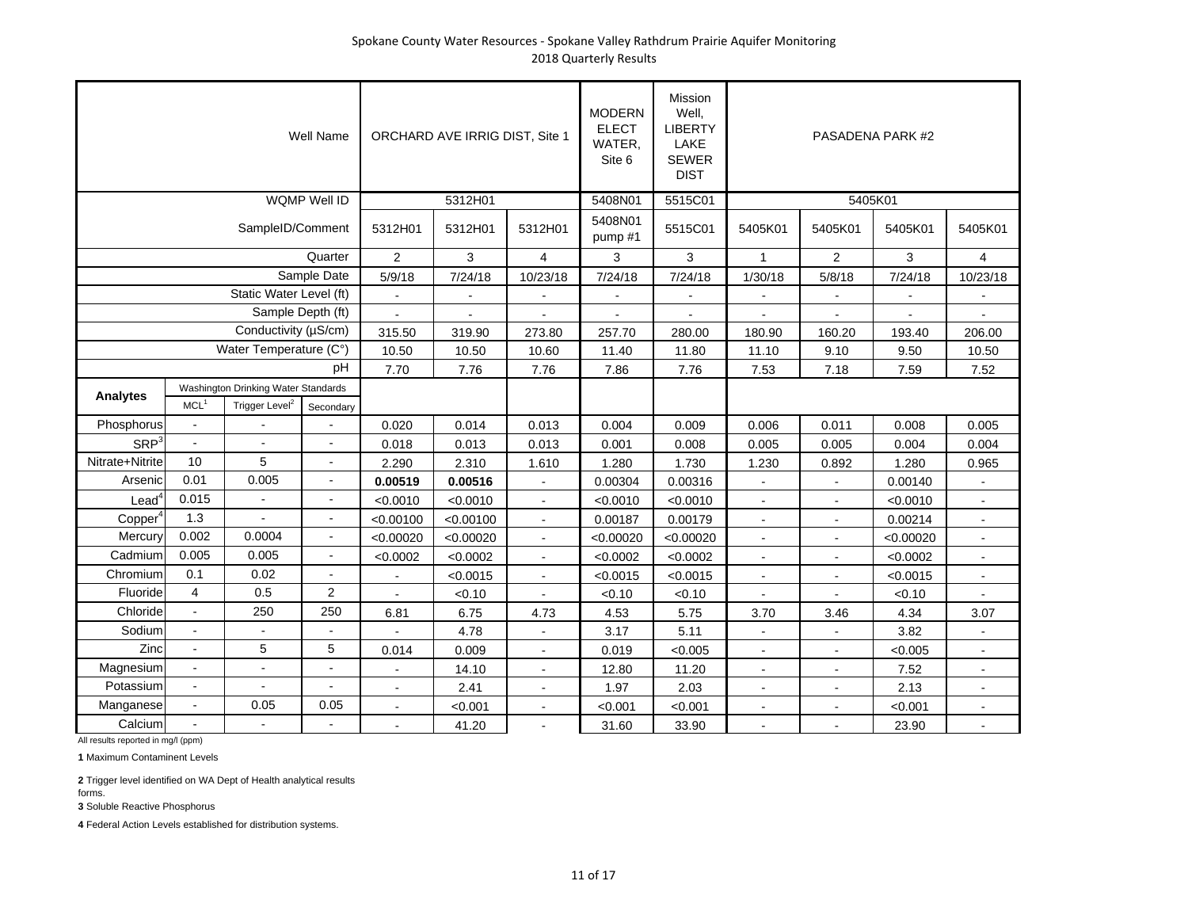Spokane County Water Resources - Spokane Valley Rathdrum Prairie Aquifer Monitoring
2018 Quarterly Results

| | | | Well Name | ORCHARD AVE IRRIG DIST, Site 1 | | | MODERN ELECT WATER, Site 6 | Mission Well, LIBERTY LAKE SEWER DIST | PASADENA PARK #2 | | | |
|---|---|---|---|---|---|---|---|---|---|---|---|---|
| | | | WQMP Well ID | 5312H01 | | | 5408N01 | 5515C01 | 5405K01 | | | |
| | | | SampleID/Comment | 5312H01 | 5312H01 | 5312H01 | 5408N01 pump #1 | 5515C01 | 5405K01 | 5405K01 | 5405K01 | 5405K01 |
| | | | Quarter | 2 | 3 | 4 | 3 | 3 | 1 | 2 | 3 | 4 |
| | | | Sample Date | 5/9/18 | 7/24/18 | 10/23/18 | 7/24/18 | 7/24/18 | 1/30/18 | 5/8/18 | 7/24/18 | 10/23/18 |
| | | | Static Water Level (ft) | - | - | - | - | - | - | - | - | - |
| | | | Sample Depth (ft) | - | - | - | - | - | - | - | - | - |
| | | | Conductivity (µS/cm) | 315.50 | 319.90 | 273.80 | 257.70 | 280.00 | 180.90 | 160.20 | 193.40 | 206.00 |
| | | | Water Temperature (C°) | 10.50 | 10.50 | 10.60 | 11.40 | 11.80 | 11.10 | 9.10 | 9.50 | 10.50 |
| | | | pH | 7.70 | 7.76 | 7.76 | 7.86 | 7.76 | 7.53 | 7.18 | 7.59 | 7.52 |
| **Analytes** | Washington Drinking Water Standards | | | | | | | | | | | |
| | MCL[1] | Trigger Level[2] | Secondary | | | | | | | | | |
| Phosphorus | - | - | - | 0.020 | 0.014 | 0.013 | 0.004 | 0.009 | 0.006 | 0.011 | 0.008 | 0.005 |
| SRP[3] | - | - | - | 0.018 | 0.013 | 0.013 | 0.001 | 0.008 | 0.005 | 0.005 | 0.004 | 0.004 |
| Nitrate+Nitrite | 10 | 5 | - | 2.290 | 2.310 | 1.610 | 1.280 | 1.730 | 1.230 | 0.892 | 1.280 | 0.965 |
| Arsenic | 0.01 | 0.005 | - | **0.00519** | **0.00516** | - | 0.00304 | 0.00316 | - | - | 0.00140 | - |
| Lead[4] | 0.015 | - | - | <0.0010 | <0.0010 | - | <0.0010 | <0.0010 | - | - | <0.0010 | - |
| Copper[4] | 1.3 | - | - | <0.00100 | <0.00100 | - | 0.00187 | 0.00179 | - | - | 0.00214 | - |
| Mercury | 0.002 | 0.0004 | - | <0.00020 | <0.00020 | - | <0.00020 | <0.00020 | - | - | <0.00020 | - |
| Cadmium | 0.005 | 0.005 | - | <0.0002 | <0.0002 | - | <0.0002 | <0.0002 | - | - | <0.0002 | - |
| Chromium | 0.1 | 0.02 | - | - | <0.0015 | - | <0.0015 | <0.0015 | - | - | <0.0015 | - |
| Fluoride | 4 | 0.5 | 2 | - | <0.10 | - | <0.10 | <0.10 | - | - | <0.10 | - |
| Chloride | - | 250 | 250 | 6.81 | 6.75 | 4.73 | 4.53 | 5.75 | 3.70 | 3.46 | 4.34 | 3.07 |
| Sodium | - | - | - | - | 4.78 | - | 3.17 | 5.11 | - | - | 3.82 | - |
| Zinc | - | 5 | 5 | 0.014 | 0.009 | - | 0.019 | <0.005 | - | - | <0.005 | - |
| Magnesium | - | - | - | - | 14.10 | - | 12.80 | 11.20 | - | - | 7.52 | - |
| Potassium | - | - | - | - | 2.41 | - | 1.97 | 2.03 | - | - | 2.13 | - |
| Manganese | - | 0.05 | 0.05 | - | <0.001 | - | <0.001 | <0.001 | - | - | <0.001 | - |
| Calcium | - | - | - | - | 41.20 | - | 31.60 | 33.90 | - | - | 23.90 | - |

All results reported in mg/l (ppm)

**1** Maximum Contaminent Levels

**2** Trigger level identified on WA Dept of Health analytical results forms.

**3** Soluble Reactive Phosphorus

**4** Federal Action Levels established for distribution systems.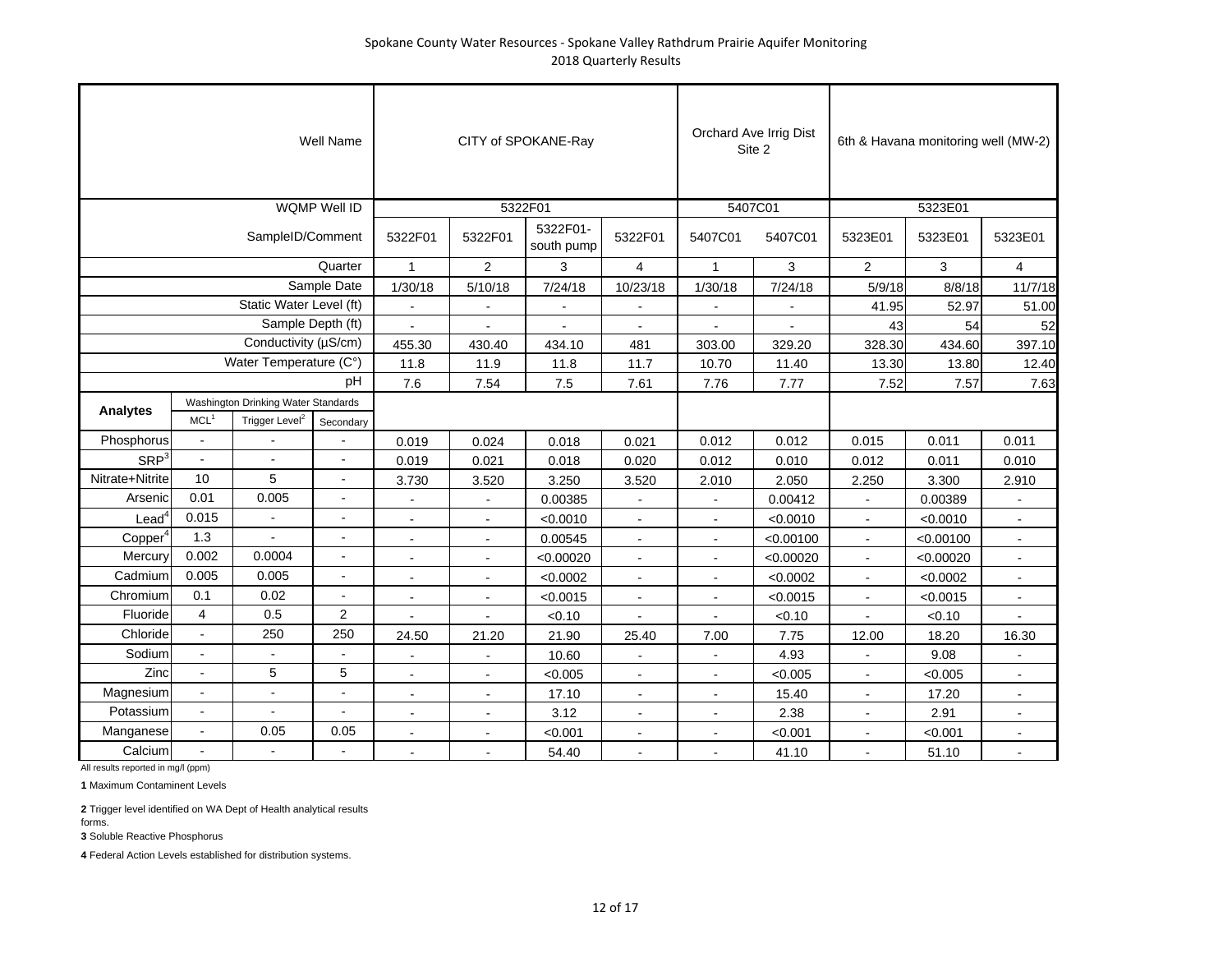Spokane County Water Resources - Spokane Valley Rathdrum Prairie Aquifer Monitoring
2018 Quarterly Results

| | | | Well Name | CITY of SPOKANE-Ray | | | | Orchard Ave Irrig Dist Site 2 | | 6th & Havana monitoring well (MW-2) | | |
|---|---|---|---|---|---|---|---|---|---|---|---|---|
| | | | WQMP Well ID | 5322F01 | | | | 5407C01 | | 5323E01 | | |
| | | | SampleID/Comment | 5322F01 | 5322F01 | 5322F01-south pump | 5322F01 | 5407C01 | 5407C01 | 5323E01 | 5323E01 | 5323E01 |
| | | | Quarter | 1 | 2 | 3 | 4 | 1 | 3 | 2 | 3 | 4 |
| | | | Sample Date | 1/30/18 | 5/10/18 | 7/24/18 | 10/23/18 | 1/30/18 | 7/24/18 | 5/9/18 | 8/8/18 | 11/7/18 |
| | | | Static Water Level (ft) | - | - | - | - | - | - | 41.95 | 52.97 | 51.00 |
| | | | Sample Depth (ft) | - | - | - | - | - | - | 43 | 54 | 52 |
| | | | Conductivity (µS/cm) | 455.30 | 430.40 | 434.10 | 481 | 303.00 | 329.20 | 328.30 | 434.60 | 397.10 |
| | | | Water Temperature (C°) | 11.8 | 11.9 | 11.8 | 11.7 | 10.70 | 11.40 | 13.30 | 13.80 | 12.40 |
| | | | pH | 7.6 | 7.54 | 7.5 | 7.61 | 7.76 | 7.77 | 7.52 | 7.57 | 7.63 |
| **Analytes** | Washington Drinking Water Standards | | | | | | | | | | | |
| | MCL[1] | Trigger Level[2] | Secondary | | | | | | | | | |
| Phosphorus | - | - | - | 0.019 | 0.024 | 0.018 | 0.021 | 0.012 | 0.012 | 0.015 | 0.011 | 0.011 |
| SRP[3] | - | - | - | 0.019 | 0.021 | 0.018 | 0.020 | 0.012 | 0.010 | 0.012 | 0.011 | 0.010 |
| Nitrate+Nitrite | 10 | 5 | - | 3.730 | 3.520 | 3.250 | 3.520 | 2.010 | 2.050 | 2.250 | 3.300 | 2.910 |
| Arsenic | 0.01 | 0.005 | - | - | - | 0.00385 | - | - | 0.00412 | - | 0.00389 | - |
| Lead[4] | 0.015 | - | - | - | - | <0.0010 | - | - | <0.0010 | - | <0.0010 | - |
| Copper[4] | 1.3 | - | - | - | - | 0.00545 | - | - | <0.00100 | - | <0.00100 | - |
| Mercury | 0.002 | 0.0004 | - | - | - | <0.00020 | - | - | <0.00020 | - | <0.00020 | - |
| Cadmium | 0.005 | 0.005 | - | - | - | <0.0002 | - | - | <0.0002 | - | <0.0002 | - |
| Chromium | 0.1 | 0.02 | - | - | - | <0.0015 | - | - | <0.0015 | - | <0.0015 | - |
| Fluoride | 4 | 0.5 | 2 | - | - | <0.10 | - | - | <0.10 | - | <0.10 | - |
| Chloride | - | 250 | 250 | 24.50 | 21.20 | 21.90 | 25.40 | 7.00 | 7.75 | 12.00 | 18.20 | 16.30 |
| Sodium | - | - | - | - | - | 10.60 | - | - | 4.93 | - | 9.08 | - |
| Zinc | - | 5 | 5 | - | - | <0.005 | - | - | <0.005 | - | <0.005 | - |
| Magnesium | - | - | - | - | - | 17.10 | - | - | 15.40 | - | 17.20 | - |
| Potassium | - | - | - | - | - | 3.12 | - | - | 2.38 | - | 2.91 | - |
| Manganese | - | 0.05 | 0.05 | - | - | <0.001 | - | - | <0.001 | - | <0.001 | - |
| Calcium | - | - | - | - | - | 54.40 | - | - | 41.10 | - | 51.10 | - |

All results reported in mg/l (ppm)

**1** Maximum Contaminent Levels

**2** Trigger level identified on WA Dept of Health analytical results forms.

**3** Soluble Reactive Phosphorus

**4** Federal Action Levels established for distribution systems.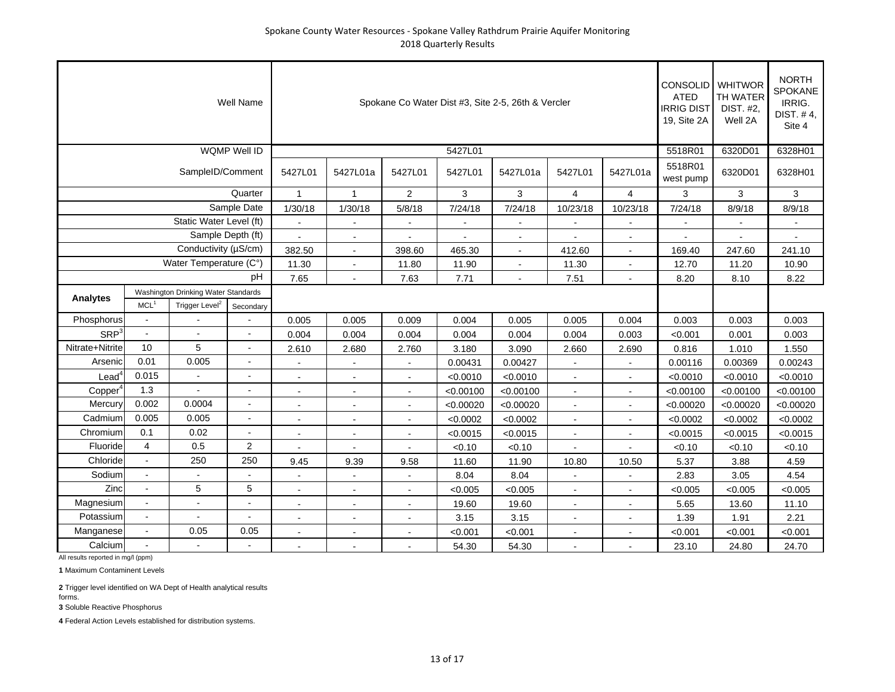Spokane County Water Resources - Spokane Valley Rathdrum Prairie Aquifer Monitoring
2018 Quarterly Results

| | | | Well Name | Spokane Co Water Dist #3, Site 2-5, 26th & Vercler | | | | | | | CONSOLIDATED IRRIG DIST 19, Site 2A | WHITWORTH WATER DIST. #2, Well 2A | NORTH SPOKANE IRRIG. DIST. # 4, Site 4 |
|---|---|---|---|---|---|---|---|---|---|---|---|---|---|
| | | | WQMP Well ID | 5427L01 | | | | | | | 5518R01 | 6320D01 | 6328H01 |
| | | | SampleID/Comment | 5427L01 | 5427L01a | 5427L01 | 5427L01 | 5427L01a | 5427L01 | 5427L01a | 5518R01 west pump | 6320D01 | 6328H01 |
| | | | Quarter | 1 | 1 | 2 | 3 | 3 | 4 | 4 | 3 | 3 | 3 |
| | | | Sample Date | 1/30/18 | 1/30/18 | 5/8/18 | 7/24/18 | 7/24/18 | 10/23/18 | 10/23/18 | 7/24/18 | 8/9/18 | 8/9/18 |
| | | | Static Water Level (ft) | - | - | - | - | - | - | - | - | - | - |
| | | | Sample Depth (ft) | - | - | - | - | - | - | - | - | - | - |
| | | | Conductivity (µS/cm) | 382.50 | - | 398.60 | 465.30 | - | 412.60 | - | 169.40 | 247.60 | 241.10 |
| | | | Water Temperature (C°) | 11.30 | - | 11.80 | 11.90 | - | 11.30 | - | 12.70 | 11.20 | 10.90 |
| | | | pH | 7.65 | - | 7.63 | 7.71 | - | 7.51 | - | 8.20 | 8.10 | 8.22 |
| **Analytes** | Washington Drinking Water Standards | | | | | | | | | | | | |
| | MCL[1] | Trigger Level[2] | Secondary | | | | | | | | | | |
| Phosphorus | - | - | - | 0.005 | 0.005 | 0.009 | 0.004 | 0.005 | 0.005 | 0.004 | 0.003 | 0.003 | 0.003 |
| SRP[3] | - | - | - | 0.004 | 0.004 | 0.004 | 0.004 | 0.004 | 0.004 | 0.003 | <0.001 | 0.001 | 0.003 |
| Nitrate+Nitrite | 10 | 5 | - | 2.610 | 2.680 | 2.760 | 3.180 | 3.090 | 2.660 | 2.690 | 0.816 | 1.010 | 1.550 |
| Arsenic | 0.01 | 0.005 | - | - | - | - | 0.00431 | 0.00427 | - | - | 0.00116 | 0.00369 | 0.00243 |
| Lead[4] | 0.015 | - | - | - | - | - | <0.0010 | <0.0010 | - | - | <0.0010 | <0.0010 | <0.0010 |
| Copper[4] | 1.3 | - | - | - | - | - | <0.00100 | <0.00100 | - | - | <0.00100 | <0.00100 | <0.00100 |
| Mercury | 0.002 | 0.0004 | - | - | - | - | <0.00020 | <0.00020 | - | - | <0.00020 | <0.00020 | <0.00020 |
| Cadmium | 0.005 | 0.005 | - | - | - | - | <0.0002 | <0.0002 | - | - | <0.0002 | <0.0002 | <0.0002 |
| Chromium | 0.1 | 0.02 | - | - | - | - | <0.0015 | <0.0015 | - | - | <0.0015 | <0.0015 | <0.0015 |
| Fluoride | 4 | 0.5 | 2 | - | - | - | <0.10 | <0.10 | - | - | <0.10 | <0.10 | <0.10 |
| Chloride | - | 250 | 250 | 9.45 | 9.39 | 9.58 | 11.60 | 11.90 | 10.80 | 10.50 | 5.37 | 3.88 | 4.59 |
| Sodium | - | - | - | - | - | - | 8.04 | 8.04 | - | - | 2.83 | 3.05 | 4.54 |
| Zinc | - | 5 | 5 | - | - | - | <0.005 | <0.005 | - | - | <0.005 | <0.005 | <0.005 |
| Magnesium | - | - | - | - | - | - | 19.60 | 19.60 | - | - | 5.65 | 13.60 | 11.10 |
| Potassium | - | - | - | - | - | - | 3.15 | 3.15 | - | - | 1.39 | 1.91 | 2.21 |
| Manganese | - | 0.05 | 0.05 | - | - | - | <0.001 | <0.001 | - | - | <0.001 | <0.001 | <0.001 |
| Calcium | - | - | - | - | - | - | 54.30 | 54.30 | - | - | 23.10 | 24.80 | 24.70 |

All results reported in mg/l (ppm)

**1** Maximum Contaminent Levels

**2** Trigger level identified on WA Dept of Health analytical results forms.

**3** Soluble Reactive Phosphorus

**4** Federal Action Levels established for distribution systems.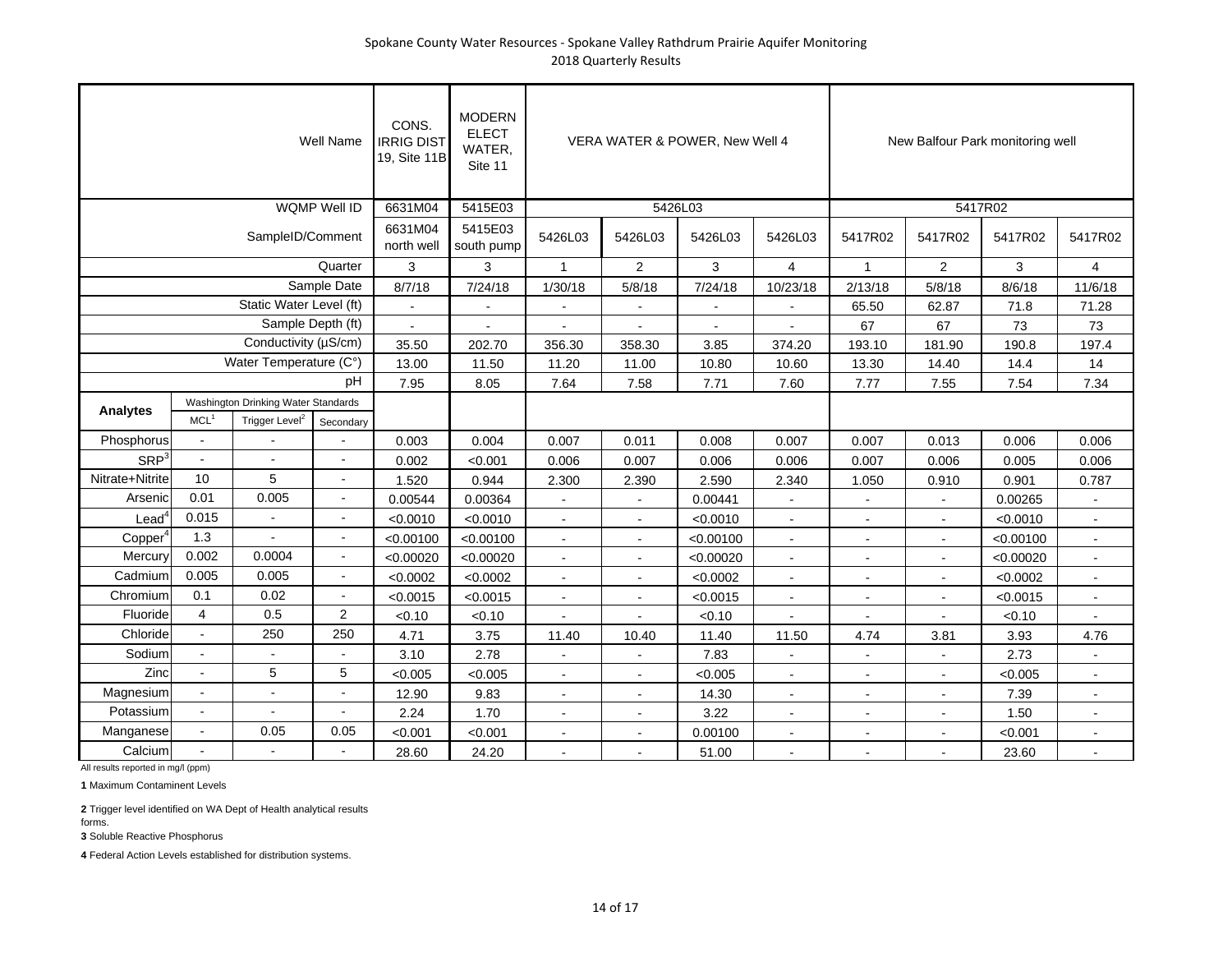Spokane County Water Resources - Spokane Valley Rathdrum Prairie Aquifer Monitoring
2018 Quarterly Results

| | | | Well Name | CONS. IRRIG DIST 19, Site 11B | MODERN ELECT WATER, Site 11 | VERA WATER & POWER, New Well 4 | | | | New Balfour Park monitoring well | | | |
|---|---|---|---|---|---|---|---|---|---|---|---|---|---|
| | | | WQMP Well ID | 6631M04 | 5415E03 | 5426L03 | | | | 5417R02 | | | |
| | | | SampleID/Comment | 6631M04 north well | 5415E03 south pump | 5426L03 | 5426L03 | 5426L03 | 5426L03 | 5417R02 | 5417R02 | 5417R02 | 5417R02 |
| | | | Quarter | 3 | 3 | 1 | 2 | 3 | 4 | 1 | 2 | 3 | 4 |
| | | | Sample Date | 8/7/18 | 7/24/18 | 1/30/18 | 5/8/18 | 7/24/18 | 10/23/18 | 2/13/18 | 5/8/18 | 8/6/18 | 11/6/18 |
| | | | Static Water Level (ft) | - | - | - | - | - | - | 65.50 | 62.87 | 71.8 | 71.28 |
| | | | Sample Depth (ft) | - | - | - | - | - | - | 67 | 67 | 73 | 73 |
| | | | Conductivity (µS/cm) | 35.50 | 202.70 | 356.30 | 358.30 | 3.85 | 374.20 | 193.10 | 181.90 | 190.8 | 197.4 |
| | | | Water Temperature (C°) | 13.00 | 11.50 | 11.20 | 11.00 | 10.80 | 10.60 | 13.30 | 14.40 | 14.4 | 14 |
| | | | pH | 7.95 | 8.05 | 7.64 | 7.58 | 7.71 | 7.60 | 7.77 | 7.55 | 7.54 | 7.34 |
| **Analytes** | Washington Drinking Water Standards | | | | | | | | | | | | |
| | MCL[1] | Trigger Level[2] | Secondary | | | | | | | | | | |
| Phosphorus | - | - | - | 0.003 | 0.004 | 0.007 | 0.011 | 0.008 | 0.007 | 0.007 | 0.013 | 0.006 | 0.006 |
| SRP[3] | - | - | - | 0.002 | <0.001 | 0.006 | 0.007 | 0.006 | 0.006 | 0.007 | 0.006 | 0.005 | 0.006 |
| Nitrate+Nitrite | 10 | 5 | - | 1.520 | 0.944 | 2.300 | 2.390 | 2.590 | 2.340 | 1.050 | 0.910 | 0.901 | 0.787 |
| Arsenic | 0.01 | 0.005 | - | 0.00544 | 0.00364 | - | - | 0.00441 | - | - | - | 0.00265 | - |
| Lead[4] | 0.015 | - | - | <0.0010 | <0.0010 | - | - | <0.0010 | - | - | - | <0.0010 | - |
| Copper[4] | 1.3 | - | - | <0.00100 | <0.00100 | - | - | <0.00100 | - | - | - | <0.00100 | - |
| Mercury | 0.002 | 0.0004 | - | <0.00020 | <0.00020 | - | - | <0.00020 | - | - | - | <0.00020 | - |
| Cadmium | 0.005 | 0.005 | - | <0.0002 | <0.0002 | - | - | <0.0002 | - | - | - | <0.0002 | - |
| Chromium | 0.1 | 0.02 | - | <0.0015 | <0.0015 | - | - | <0.0015 | - | - | - | <0.0015 | - |
| Fluoride | 4 | 0.5 | 2 | <0.10 | <0.10 | - | - | <0.10 | - | - | - | <0.10 | - |
| Chloride | - | 250 | 250 | 4.71 | 3.75 | 11.40 | 10.40 | 11.40 | 11.50 | 4.74 | 3.81 | 3.93 | 4.76 |
| Sodium | - | - | - | 3.10 | 2.78 | - | - | 7.83 | - | - | - | 2.73 | - |
| Zinc | - | 5 | 5 | <0.005 | <0.005 | - | - | <0.005 | - | - | - | <0.005 | - |
| Magnesium | - | - | - | 12.90 | 9.83 | - | - | 14.30 | - | - | - | 7.39 | - |
| Potassium | - | - | - | 2.24 | 1.70 | - | - | 3.22 | - | - | - | 1.50 | - |
| Manganese | - | 0.05 | 0.05 | <0.001 | <0.001 | - | - | 0.00100 | - | - | - | <0.001 | - |
| Calcium | - | - | - | 28.60 | 24.20 | - | - | 51.00 | - | - | - | 23.60 | - |

All results reported in mg/l (ppm)

**1** Maximum Contaminent Levels

**2** Trigger level identified on WA Dept of Health analytical results forms.

**3** Soluble Reactive Phosphorus

**4** Federal Action Levels established for distribution systems.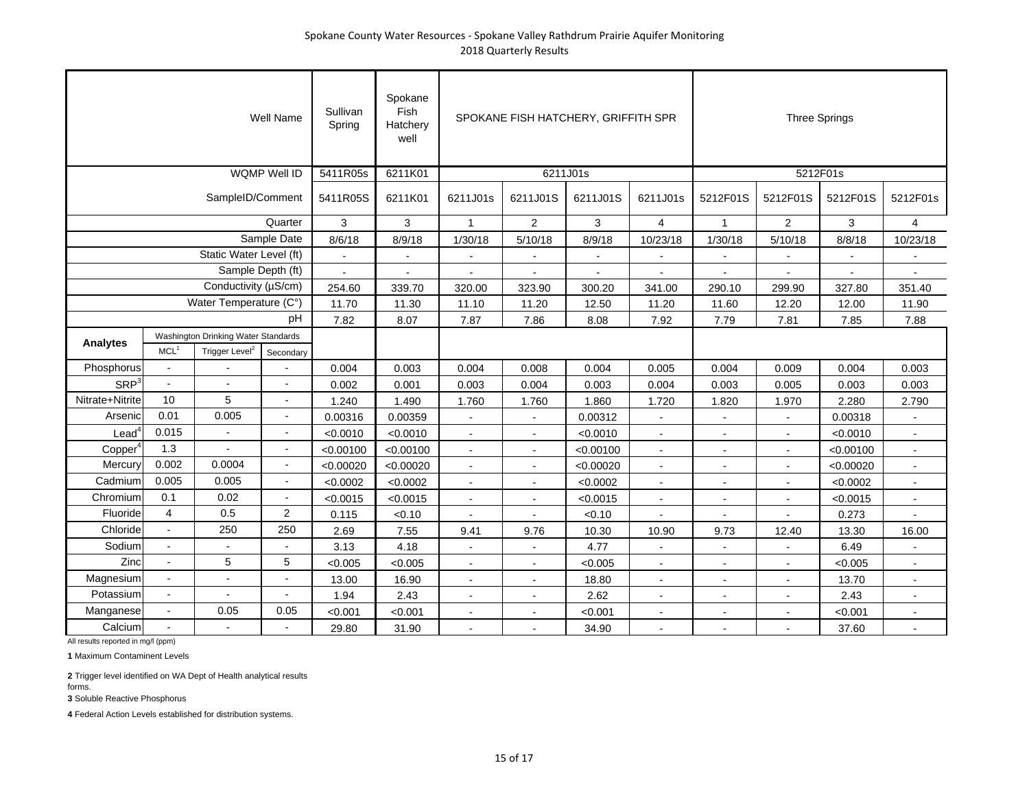Spokane County Water Resources - Spokane Valley Rathdrum Prairie Aquifer Monitoring
2018 Quarterly Results

| | | | Well Name | Sullivan Spring | Spokane Fish Hatchery well | SPOKANE FISH HATCHERY, GRIFFITH SPR | | | | Three Springs | | | |
|---|---|---|---|---|---|---|---|---|---|---|---|---|---|
| | | | WQMP Well ID | 5411R05s | 6211K01 | 6211J01s | | | | 5212F01s | | | |
| | | | SampleID/Comment | 5411R05S | 6211K01 | 6211J01s | 6211J01S | 6211J01S | 6211J01s | 5212F01S | 5212F01S | 5212F01S | 5212F01s |
| | | | Quarter | 3 | 3 | 1 | 2 | 3 | 4 | 1 | 2 | 3 | 4 |
| | | | Sample Date | 8/6/18 | 8/9/18 | 1/30/18 | 5/10/18 | 8/9/18 | 10/23/18 | 1/30/18 | 5/10/18 | 8/8/18 | 10/23/18 |
| | | | Static Water Level (ft) | - | - | - | - | - | - | - | - | - | - |
| | | | Sample Depth (ft) | - | - | - | - | - | - | - | - | - | - |
| | | | Conductivity (µS/cm) | 254.60 | 339.70 | 320.00 | 323.90 | 300.20 | 341.00 | 290.10 | 299.90 | 327.80 | 351.40 |
| | | | Water Temperature (C°) | 11.70 | 11.30 | 11.10 | 11.20 | 12.50 | 11.20 | 11.60 | 12.20 | 12.00 | 11.90 |
| | | | pH | 7.82 | 8.07 | 7.87 | 7.86 | 8.08 | 7.92 | 7.79 | 7.81 | 7.85 | 7.88 |
| Analytes | Washington Drinking Water Standards | | | | | | | | | | | | |
| | MCL[1] | Trigger Level[2] | Secondary | | | | | | | | | | |
| Phosphorus | - | - | - | 0.004 | 0.003 | 0.004 | 0.008 | 0.004 | 0.005 | 0.004 | 0.009 | 0.004 | 0.003 |
| SRP[3] | - | - | - | 0.002 | 0.001 | 0.003 | 0.004 | 0.003 | 0.004 | 0.003 | 0.005 | 0.003 | 0.003 |
| Nitrate+Nitrite | 10 | 5 | - | 1.240 | 1.490 | 1.760 | 1.760 | 1.860 | 1.720 | 1.820 | 1.970 | 2.280 | 2.790 |
| Arsenic | 0.01 | 0.005 | - | 0.00316 | 0.00359 | - | - | 0.00312 | - | - | - | 0.00318 | - |
| Lead[4] | 0.015 | - | - | <0.0010 | <0.0010 | - | - | <0.0010 | - | - | - | <0.0010 | - |
| Copper[4] | 1.3 | - | - | <0.00100 | <0.00100 | - | - | <0.00100 | - | - | - | <0.00100 | - |
| Mercury | 0.002 | 0.0004 | - | <0.00020 | <0.00020 | - | - | <0.00020 | - | - | - | <0.00020 | - |
| Cadmium | 0.005 | 0.005 | - | <0.0002 | <0.0002 | - | - | <0.0002 | - | - | - | <0.0002 | - |
| Chromium | 0.1 | 0.02 | - | <0.0015 | <0.0015 | - | - | <0.0015 | - | - | - | <0.0015 | - |
| Fluoride | 4 | 0.5 | 2 | 0.115 | <0.10 | - | - | <0.10 | - | - | - | 0.273 | - |
| Chloride | - | 250 | 250 | 2.69 | 7.55 | 9.41 | 9.76 | 10.30 | 10.90 | 9.73 | 12.40 | 13.30 | 16.00 |
| Sodium | - | - | - | 3.13 | 4.18 | - | - | 4.77 | - | - | - | 6.49 | - |
| Zinc | - | 5 | 5 | <0.005 | <0.005 | - | - | <0.005 | - | - | - | <0.005 | - |
| Magnesium | - | - | - | 13.00 | 16.90 | - | - | 18.80 | - | - | - | 13.70 | - |
| Potassium | - | - | - | 1.94 | 2.43 | - | - | 2.62 | - | - | - | 2.43 | - |
| Manganese | - | 0.05 | 0.05 | <0.001 | <0.001 | - | - | <0.001 | - | - | - | <0.001 | - |
| Calcium | - | - | - | 29.80 | 31.90 | - | - | 34.90 | - | - | - | 37.60 | - |

All results reported in mg/l (ppm)

**1** Maximum Contaminent Levels

**2** Trigger level identified on WA Dept of Health analytical results forms.

**3** Soluble Reactive Phosphorus

**4** Federal Action Levels established for distribution systems.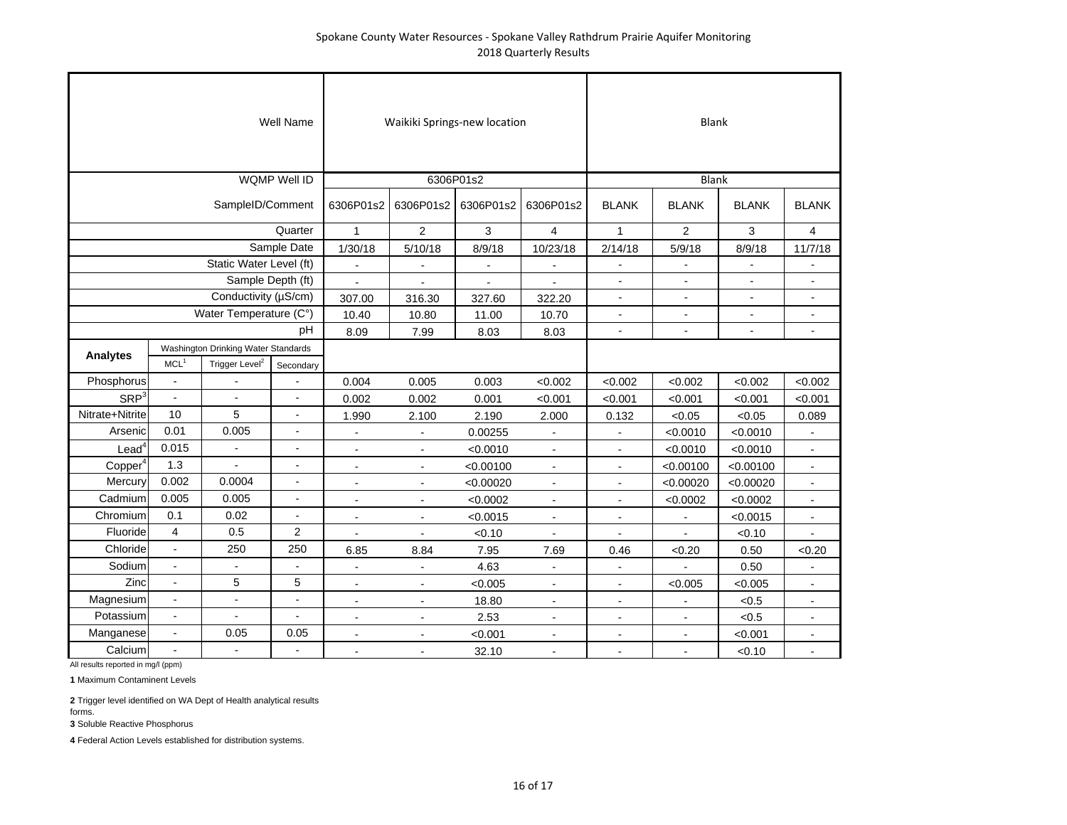Spokane County Water Resources - Spokane Valley Rathdrum Prairie Aquifer Monitoring
2018 Quarterly Results

| | | | Well Name | Waikiki Springs-new location | | | | Blank | | | |
|---|---|---|---|---|---|---|---|---|---|---|---|
| | | | WQMP Well ID | 6306P01s2 | | | | Blank | | | |
| | | | SampleID/Comment | 6306P01s2 | 6306P01s2 | 6306P01s2 | 6306P01s2 | BLANK | BLANK | BLANK | BLANK |
| | | | Quarter | 1 | 2 | 3 | 4 | 1 | 2 | 3 | 4 |
| | | | Sample Date | 1/30/18 | 5/10/18 | 8/9/18 | 10/23/18 | 2/14/18 | 5/9/18 | 8/9/18 | 11/7/18 |
| | | | Static Water Level (ft) | - | - | - | - | - | - | - | - |
| | | | Sample Depth (ft) | - | - | - | - | - | - | - | - |
| | | | Conductivity (µS/cm) | 307.00 | 316.30 | 327.60 | 322.20 | - | - | - | - |
| | | | Water Temperature (C°) | 10.40 | 10.80 | 11.00 | 10.70 | - | - | - | - |
| | | | pH | 8.09 | 7.99 | 8.03 | 8.03 | - | - | - | - |
| **Analytes** | Washington Drinking Water Standards | | | | | | | | | | |
| | MCL[1] | Trigger Level[2] | Secondary | | | | | | | | |
| Phosphorus | - | - | - | 0.004 | 0.005 | 0.003 | <0.002 | <0.002 | <0.002 | <0.002 | <0.002 |
| SRP[3] | - | - | - | 0.002 | 0.002 | 0.001 | <0.001 | <0.001 | <0.001 | <0.001 | <0.001 |
| Nitrate+Nitrite | 10 | 5 | - | 1.990 | 2.100 | 2.190 | 2.000 | 0.132 | <0.05 | <0.05 | 0.089 |
| Arsenic | 0.01 | 0.005 | - | - | - | 0.00255 | - | - | <0.0010 | <0.0010 | - |
| Lead[4] | 0.015 | - | - | - | - | <0.0010 | - | - | <0.0010 | <0.0010 | - |
| Copper[4] | 1.3 | - | - | - | - | <0.00100 | - | - | <0.00100 | <0.00100 | - |
| Mercury | 0.002 | 0.0004 | - | - | - | <0.00020 | - | - | <0.00020 | <0.00020 | - |
| Cadmium | 0.005 | 0.005 | - | - | - | <0.0002 | - | - | <0.0002 | <0.0002 | - |
| Chromium | 0.1 | 0.02 | - | - | - | <0.0015 | - | - | - | <0.0015 | - |
| Fluoride | 4 | 0.5 | 2 | - | - | <0.10 | - | - | - | <0.10 | - |
| Chloride | - | 250 | 250 | 6.85 | 8.84 | 7.95 | 7.69 | 0.46 | <0.20 | 0.50 | <0.20 |
| Sodium | - | - | - | - | - | 4.63 | - | - | - | 0.50 | - |
| Zinc | - | 5 | 5 | - | - | <0.005 | - | - | <0.005 | <0.005 | - |
| Magnesium | - | - | - | - | - | 18.80 | - | - | - | <0.5 | - |
| Potassium | - | - | - | - | - | 2.53 | - | - | - | <0.5 | - |
| Manganese | - | 0.05 | 0.05 | - | - | <0.001 | - | - | - | <0.001 | - |
| Calcium | - | - | - | - | - | 32.10 | - | - | - | <0.10 | - |

All results reported in mg/l (ppm)

**1** Maximum Contaminent Levels

**2** Trigger level identified on WA Dept of Health analytical results forms.

**3** Soluble Reactive Phosphorus

**4** Federal Action Levels established for distribution systems.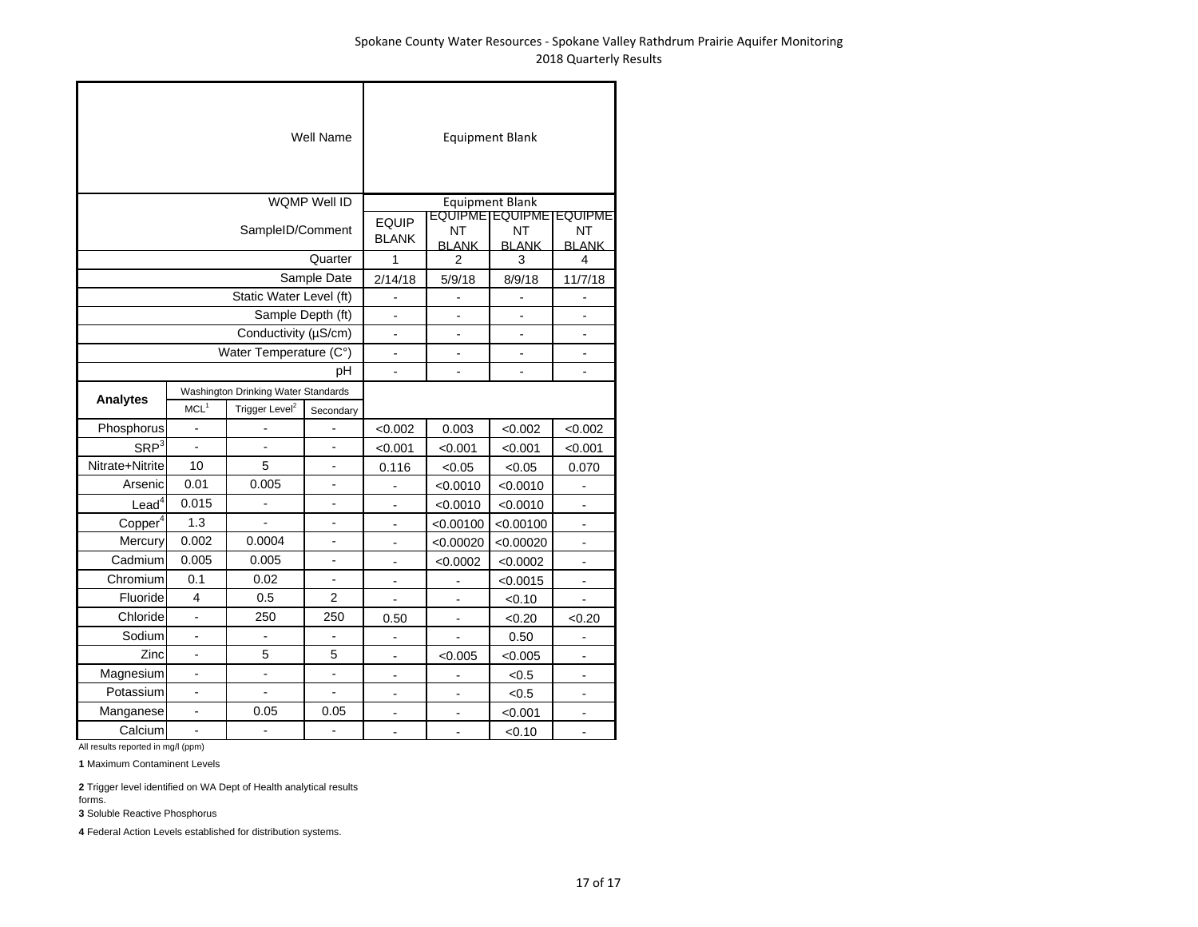| | | | Well Name | Equipment Blank | | | |
|---|---|---|---|---|---|---|---|
| | | | WQMP Well ID | Equipment Blank | | | |
| | | | SampleID/Comment | EQUIP BLANK | EQUIPMENT BLANK | EQUIPMENT BLANK | EQUIPMENT BLANK |
| | | | Quarter | 1 | 2 | 3 | 4 |
| | | | Sample Date | 2/14/18 | 5/9/18 | 8/9/18 | 11/7/18 |
| | | | Static Water Level (ft) | - | - | - | - |
| | | | Sample Depth (ft) | - | - | - | - |
| | | | Conductivity (µS/cm) | - | - | - | - |
| | | | Water Temperature (C°) | - | - | - | - |
| | | | pH | - | - | - | - |
| **Analytes** | Washington Drinking Water Standards | | | | | | |
| | MCL[1] | Trigger Level[2] | Secondary | | | | |
| Phosphorus | - | - | - | <0.002 | 0.003 | <0.002 | <0.002 |
| SRP[3] | - | - | - | <0.001 | <0.001 | <0.001 | <0.001 |
| Nitrate+Nitrite | 10 | 5 | - | 0.116 | <0.05 | <0.05 | 0.070 |
| Arsenic | 0.01 | 0.005 | - | - | <0.0010 | <0.0010 | - |
| Lead[4] | 0.015 | - | - | - | <0.0010 | <0.0010 | - |
| Copper[4] | 1.3 | - | - | - | <0.00100 | <0.00100 | - |
| Mercury | 0.002 | 0.0004 | - | - | <0.00020 | <0.00020 | - |
| Cadmium | 0.005 | 0.005 | - | - | <0.0002 | <0.0002 | - |
| Chromium | 0.1 | 0.02 | - | - | - | <0.0015 | - |
| Fluoride | 4 | 0.5 | 2 | - | - | <0.10 | - |
| Chloride | - | 250 | 250 | 0.50 | - | <0.20 | <0.20 |
| Sodium | - | - | - | - | - | 0.50 | - |
| Zinc | - | 5 | 5 | - | <0.005 | <0.005 | - |
| Magnesium | - | - | - | - | - | <0.5 | - |
| Potassium | - | - | - | - | - | <0.5 | - |
| Manganese | - | 0.05 | 0.05 | - | - | <0.001 | - |
| Calcium | - | - | - | - | - | <0.10 | - |

All results reported in mg/l (ppm)

**1** Maximum Contaminent Levels

**2** Trigger level identified on WA Dept of Health analytical results forms.

**3** Soluble Reactive Phosphorus

**4** Federal Action Levels established for distribution systems.